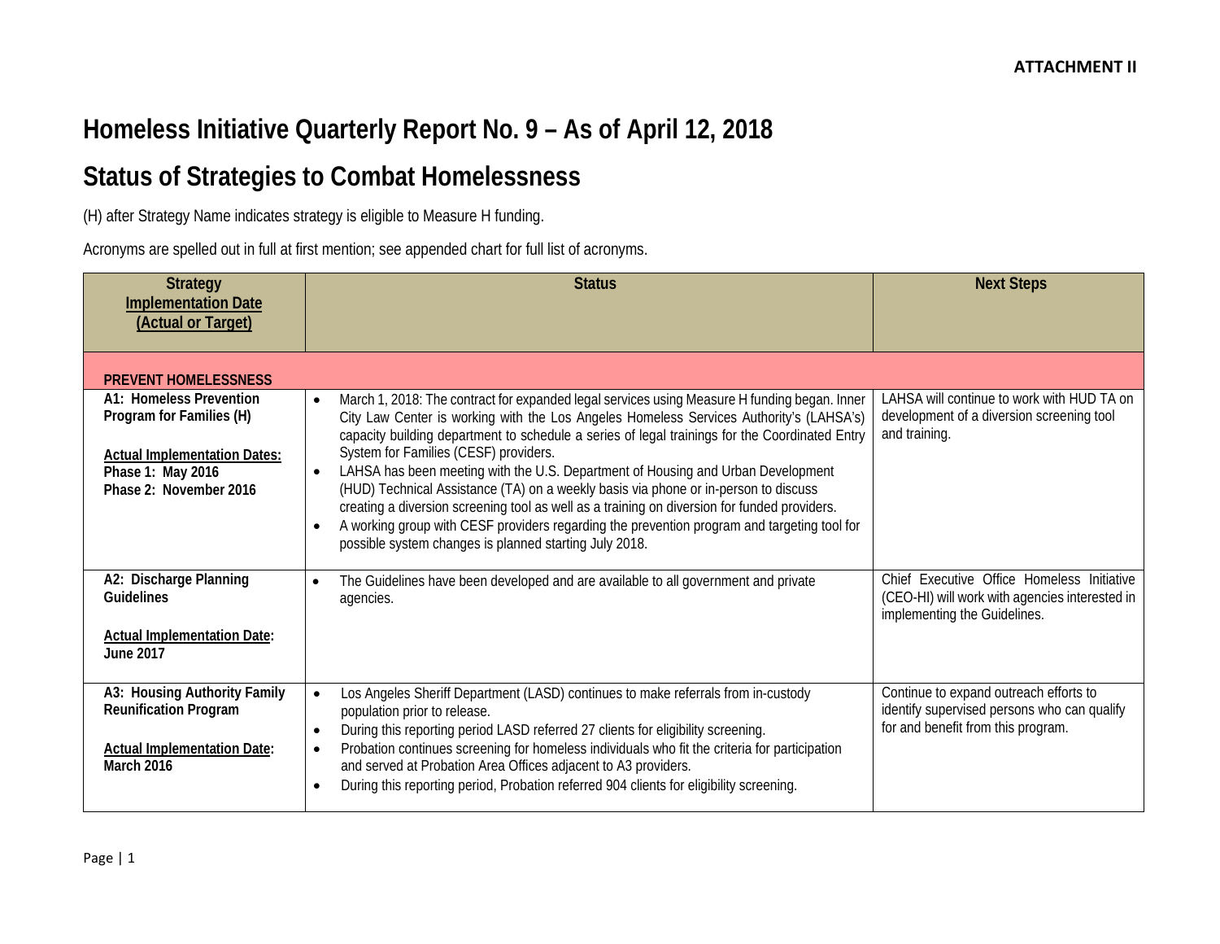**ATTACHMENT II**

# Homeless Initiative Quarterly Report No. 9 – As of April 12, 2018

# Status of Strategies to Combat Homelessness

(H) after Strategy Name indicates strategy is eligible to Measure H funding.

Acronyms are spelled out in full at first mention; see appended chart for full list of acronyms.

| Strategy<br>Implementation Date<br>(Actual or Target) | Status | Next Steps |
|---|---|---|
| **PREVENT HOMELESSNESS** | | |
| **A1: Homeless Prevention Program for Families (H)**<br><br>**Actual Implementation Dates:**<br>**Phase 1: May 2016**<br>**Phase 2: November 2016** | • March 1, 2018: The contract for expanded legal services using Measure H funding began. Inner City Law Center is working with the Los Angeles Homeless Services Authority's (LAHSA's) capacity building department to schedule a series of legal trainings for the Coordinated Entry System for Families (CESF) providers.<br>• LAHSA has been meeting with the U.S. Department of Housing and Urban Development (HUD) Technical Assistance (TA) on a weekly basis via phone or in-person to discuss creating a diversion screening tool as well as a training on diversion for funded providers.<br>• A working group with CESF providers regarding the prevention program and targeting tool for possible system changes is planned starting July 2018. | LAHSA will continue to work with HUD TA on development of a diversion screening tool and training. |
| **A2: Discharge Planning Guidelines**<br><br>**Actual Implementation Date:**<br>**June 2017** | • The Guidelines have been developed and are available to all government and private agencies. | Chief Executive Office Homeless Initiative (CEO-HI) will work with agencies interested in implementing the Guidelines. |
| **A3: Housing Authority Family Reunification Program**<br><br>**Actual Implementation Date:**<br>**March 2016** | • Los Angeles Sheriff Department (LASD) continues to make referrals from in-custody population prior to release.<br>• During this reporting period LASD referred 27 clients for eligibility screening.<br>• Probation continues screening for homeless individuals who fit the criteria for participation and served at Probation Area Offices adjacent to A3 providers.<br>• During this reporting period, Probation referred 904 clients for eligibility screening. | Continue to expand outreach efforts to identify supervised persons who can qualify for and benefit from this program. |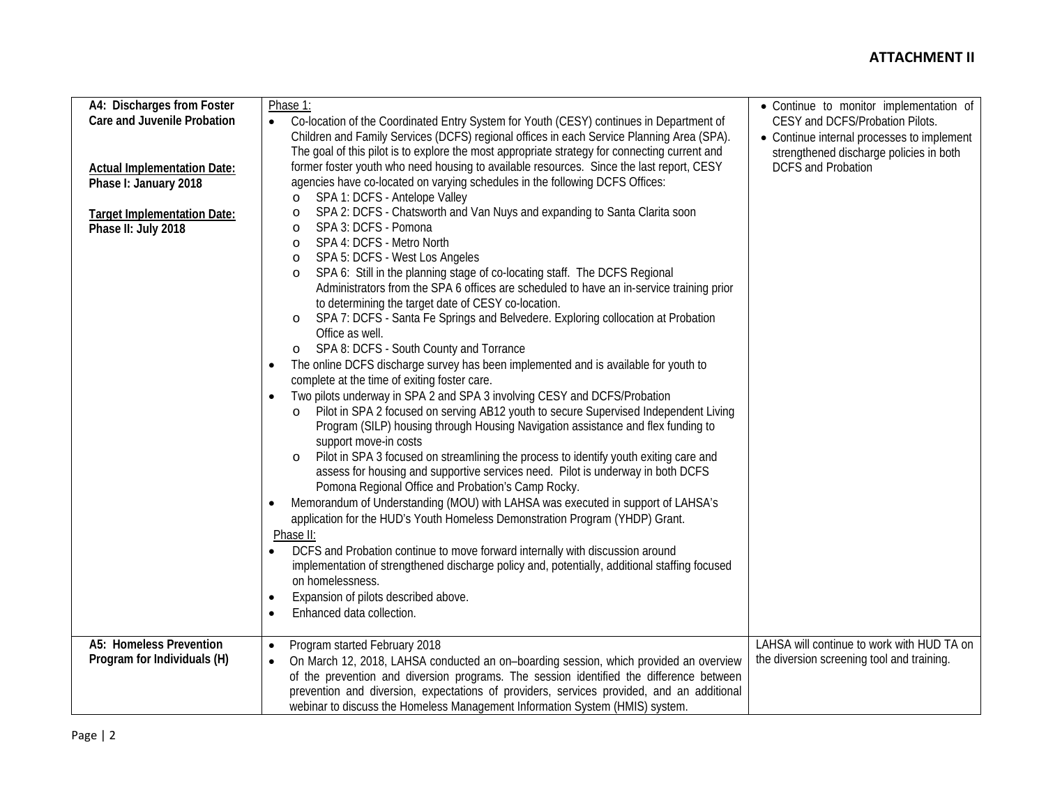## ATTACHMENT II

| | | |
|---|---|---|
| **A4: Discharges from Foster Care and Juvenile Probation**<br><br>**<u>Actual Implementation Date:</u>**<br>**Phase I: January 2018**<br><br>**<u>Target Implementation Date:</u>**<br>**Phase II: July 2018** | <u>Phase 1:</u><br>• Co-location of the Coordinated Entry System for Youth (CESY) continues in Department of Children and Family Services (DCFS) regional offices in each Service Planning Area (SPA). The goal of this pilot is to explore the most appropriate strategy for connecting current and former foster youth who need housing to available resources. Since the last report, CESY agencies have co-located on varying schedules in the following DCFS Offices:<br>&nbsp;&nbsp;o SPA 1: DCFS - Antelope Valley<br>&nbsp;&nbsp;o SPA 2: DCFS - Chatsworth and Van Nuys and expanding to Santa Clarita soon<br>&nbsp;&nbsp;o SPA 3: DCFS - Pomona<br>&nbsp;&nbsp;o SPA 4: DCFS - Metro North<br>&nbsp;&nbsp;o SPA 5: DCFS - West Los Angeles<br>&nbsp;&nbsp;o SPA 6: Still in the planning stage of co-locating staff. The DCFS Regional Administrators from the SPA 6 offices are scheduled to have an in-service training prior to determining the target date of CESY co-location.<br>&nbsp;&nbsp;o SPA 7: DCFS - Santa Fe Springs and Belvedere. Exploring collocation at Probation Office as well.<br>&nbsp;&nbsp;o SPA 8: DCFS - South County and Torrance<br>• The online DCFS discharge survey has been implemented and is available for youth to complete at the time of exiting foster care.<br>• Two pilots underway in SPA 2 and SPA 3 involving CESY and DCFS/Probation<br>&nbsp;&nbsp;o Pilot in SPA 2 focused on serving AB12 youth to secure Supervised Independent Living Program (SILP) housing through Housing Navigation assistance and flex funding to support move-in costs<br>&nbsp;&nbsp;o Pilot in SPA 3 focused on streamlining the process to identify youth exiting care and assess for housing and supportive services need. Pilot is underway in both DCFS Pomona Regional Office and Probation's Camp Rocky.<br>• Memorandum of Understanding (MOU) with LAHSA was executed in support of LAHSA's application for the HUD's Youth Homeless Demonstration Program (YHDP) Grant.<br><u>Phase II:</u><br>• DCFS and Probation continue to move forward internally with discussion around implementation of strengthened discharge policy and, potentially, additional staffing focused on homelessness.<br>• Expansion of pilots described above.<br>• Enhanced data collection. | • Continue to monitor implementation of CESY and DCFS/Probation Pilots.<br>• Continue internal processes to implement strengthened discharge policies in both DCFS and Probation |
| **A5: Homeless Prevention Program for Individuals (H)** | • Program started February 2018<br>• On March 12, 2018, LAHSA conducted an on–boarding session, which provided an overview of the prevention and diversion programs. The session identified the difference between prevention and diversion, expectations of providers, services provided, and an additional webinar to discuss the Homeless Management Information System (HMIS) system. | LAHSA will continue to work with HUD TA on the diversion screening tool and training. |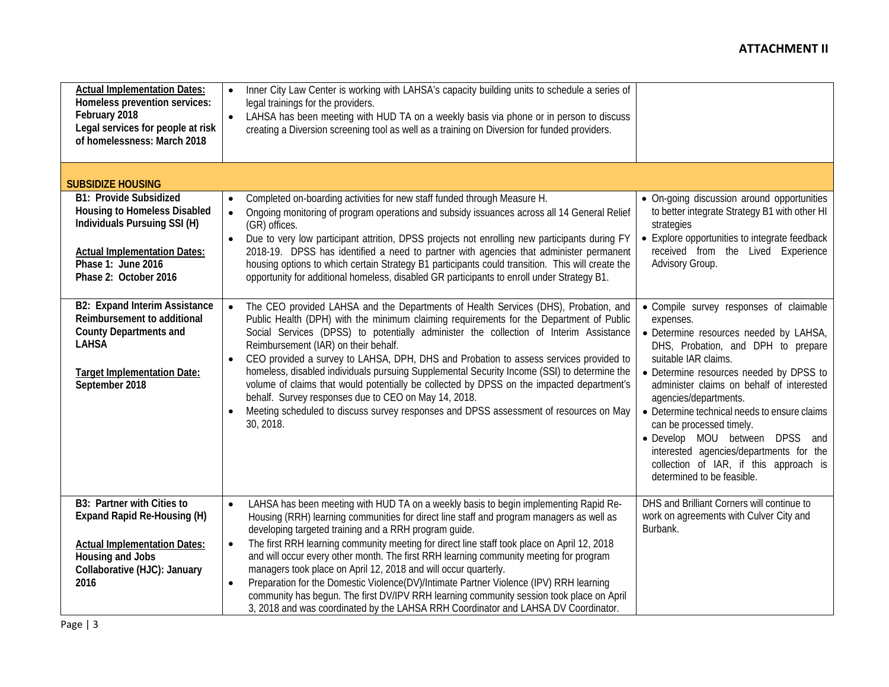**ATTACHMENT II**

| | | |
|---|---|---|
| **Actual Implementation Dates:** **Homeless prevention services: February 2018** **Legal services for people at risk of homelessness: March 2018** | • Inner City Law Center is working with LAHSA's capacity building units to schedule a series of legal trainings for the providers.<br>• LAHSA has been meeting with HUD TA on a weekly basis via phone or in person to discuss creating a Diversion screening tool as well as a training on Diversion for funded providers. | |
| **SUBSIDIZE HOUSING** | | |
| **B1: Provide Subsidized Housing to Homeless Disabled Individuals Pursuing SSI (H)**<br><br>**Actual Implementation Dates:** **Phase 1: June 2016** **Phase 2: October 2016** | • Completed on-boarding activities for new staff funded through Measure H.<br>• Ongoing monitoring of program operations and subsidy issuances across all 14 General Relief (GR) offices.<br>• Due to very low participant attrition, DPSS projects not enrolling new participants during FY 2018-19. DPSS has identified a need to partner with agencies that administer permanent housing options to which certain Strategy B1 participants could transition. This will create the opportunity for additional homeless, disabled GR participants to enroll under Strategy B1. | • On-going discussion around opportunities to better integrate Strategy B1 with other HI strategies<br>• Explore opportunities to integrate feedback received from the Lived Experience Advisory Group. |
| **B2: Expand Interim Assistance Reimbursement to additional County Departments and LAHSA**<br><br>**Target Implementation Date: September 2018** | • The CEO provided LAHSA and the Departments of Health Services (DHS), Probation, and Public Health (DPH) with the minimum claiming requirements for the Department of Public Social Services (DPSS) to potentially administer the collection of Interim Assistance Reimbursement (IAR) on their behalf.<br>• CEO provided a survey to LAHSA, DPH, DHS and Probation to assess services provided to homeless, disabled individuals pursuing Supplemental Security Income (SSI) to determine the volume of claims that would potentially be collected by DPSS on the impacted department's behalf. Survey responses due to CEO on May 14, 2018.<br>• Meeting scheduled to discuss survey responses and DPSS assessment of resources on May 30, 2018. | • Compile survey responses of claimable expenses.<br>• Determine resources needed by LAHSA, DHS, Probation, and DPH to prepare suitable IAR claims.<br>• Determine resources needed by DPSS to administer claims on behalf of interested agencies/departments.<br>• Determine technical needs to ensure claims can be processed timely.<br>• Develop MOU between DPSS and interested agencies/departments for the collection of IAR, if this approach is determined to be feasible. |
| **B3: Partner with Cities to Expand Rapid Re-Housing (H)**<br><br>**Actual Implementation Dates:** **Housing and Jobs Collaborative (HJC): January 2016** | • LAHSA has been meeting with HUD TA on a weekly basis to begin implementing Rapid Re-Housing (RRH) learning communities for direct line staff and program managers as well as developing targeted training and a RRH program guide.<br>• The first RRH learning community meeting for direct line staff took place on April 12, 2018 and will occur every other month. The first RRH learning community meeting for program managers took place on April 12, 2018 and will occur quarterly.<br>• Preparation for the Domestic Violence(DV)/Intimate Partner Violence (IPV) RRH learning community has begun. The first DV/IPV RRH learning community session took place on April 3, 2018 and was coordinated by the LAHSA RRH Coordinator and LAHSA DV Coordinator. | DHS and Brilliant Corners will continue to work on agreements with Culver City and Burbank. |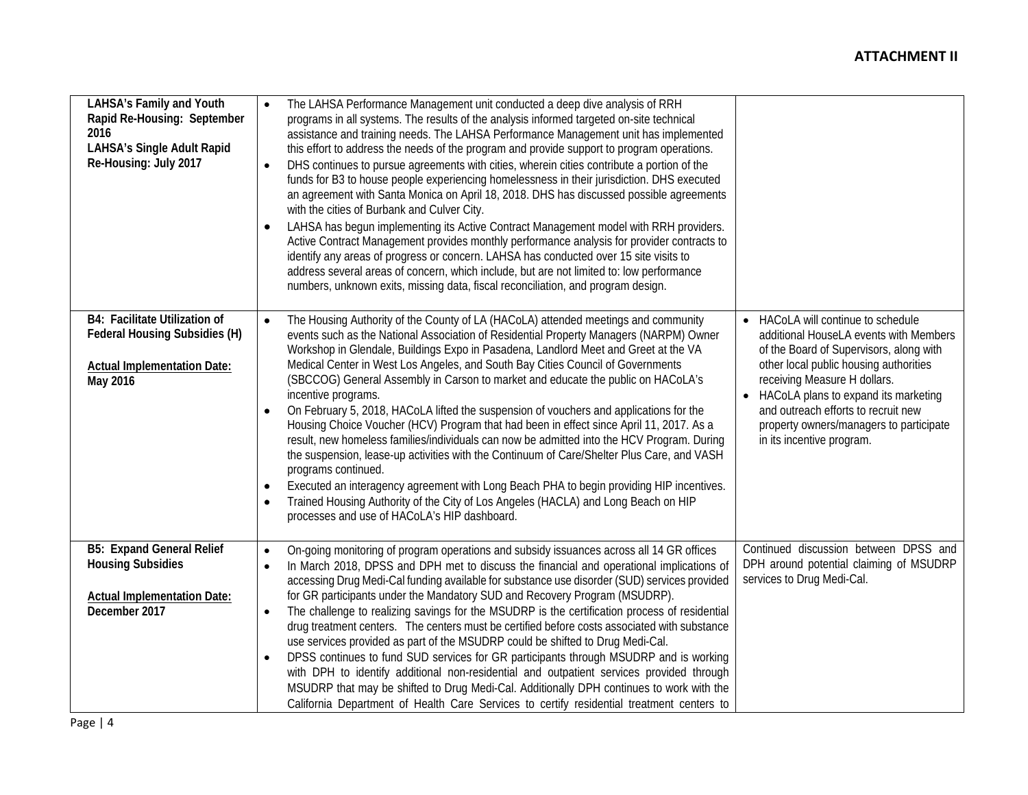**ATTACHMENT II**

| | | |
|---|---|---|
| **LAHSA's Family and Youth Rapid Re-Housing: September 2016**<br>**LAHSA's Single Adult Rapid Re-Housing: July 2017** | • The LAHSA Performance Management unit conducted a deep dive analysis of RRH programs in all systems. The results of the analysis informed targeted on-site technical assistance and training needs. The LAHSA Performance Management unit has implemented this effort to address the needs of the program and provide support to program operations.<br>• DHS continues to pursue agreements with cities, wherein cities contribute a portion of the funds for B3 to house people experiencing homelessness in their jurisdiction. DHS executed an agreement with Santa Monica on April 18, 2018. DHS has discussed possible agreements with the cities of Burbank and Culver City.<br>• LAHSA has begun implementing its Active Contract Management model with RRH providers. Active Contract Management provides monthly performance analysis for provider contracts to identify any areas of progress or concern. LAHSA has conducted over 15 site visits to address several areas of concern, which include, but are not limited to: low performance numbers, unknown exits, missing data, fiscal reconciliation, and program design. | |
| **B4: Facilitate Utilization of Federal Housing Subsidies (H)**<br><br>**<u>Actual Implementation Date:</u> May 2016** | • The Housing Authority of the County of LA (HACoLA) attended meetings and community events such as the National Association of Residential Property Managers (NARPM) Owner Workshop in Glendale, Buildings Expo in Pasadena, Landlord Meet and Greet at the VA Medical Center in West Los Angeles, and South Bay Cities Council of Governments (SBCCOG) General Assembly in Carson to market and educate the public on HACoLA's incentive programs.<br>• On February 5, 2018, HACoLA lifted the suspension of vouchers and applications for the Housing Choice Voucher (HCV) Program that had been in effect since April 11, 2017. As a result, new homeless families/individuals can now be admitted into the HCV Program. During the suspension, lease-up activities with the Continuum of Care/Shelter Plus Care, and VASH programs continued.<br>• Executed an interagency agreement with Long Beach PHA to begin providing HIP incentives.<br>• Trained Housing Authority of the City of Los Angeles (HACLA) and Long Beach on HIP processes and use of HACoLA's HIP dashboard. | • HACoLA will continue to schedule additional HouseLA events with Members of the Board of Supervisors, along with other local public housing authorities receiving Measure H dollars.<br>• HACoLA plans to expand its marketing and outreach efforts to recruit new property owners/managers to participate in its incentive program. |
| **B5: Expand General Relief Housing Subsidies**<br><br>**<u>Actual Implementation Date:</u> December 2017** | • On-going monitoring of program operations and subsidy issuances across all 14 GR offices<br>• In March 2018, DPSS and DPH met to discuss the financial and operational implications of accessing Drug Medi-Cal funding available for substance use disorder (SUD) services provided for GR participants under the Mandatory SUD and Recovery Program (MSUDRP).<br>• The challenge to realizing savings for the MSUDRP is the certification process of residential drug treatment centers. The centers must be certified before costs associated with substance use services provided as part of the MSUDRP could be shifted to Drug Medi-Cal.<br>• DPSS continues to fund SUD services for GR participants through MSUDRP and is working with DPH to identify additional non-residential and outpatient services provided through MSUDRP that may be shifted to Drug Medi-Cal. Additionally DPH continues to work with the California Department of Health Care Services to certify residential treatment centers to | Continued discussion between DPSS and DPH around potential claiming of MSUDRP services to Drug Medi-Cal. |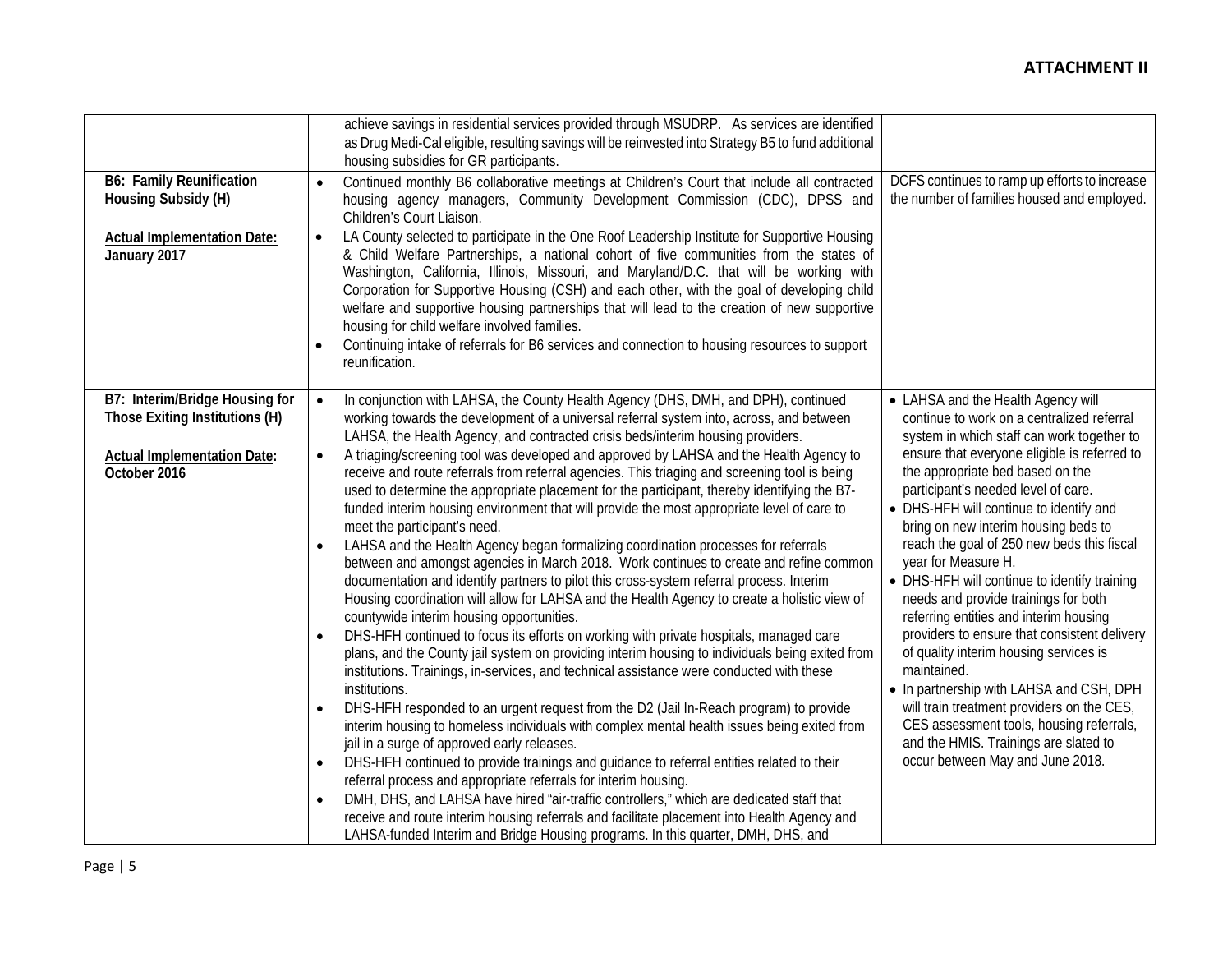| | | |
|---|---|---|
| | achieve savings in residential services provided through MSUDRP. As services are identified as Drug Medi-Cal eligible, resulting savings will be reinvested into Strategy B5 to fund additional housing subsidies for GR participants. | |
| **B6: Family Reunification Housing Subsidy (H)**<br><br>**<u>Actual Implementation Date:</u> January 2017** | • Continued monthly B6 collaborative meetings at Children's Court that include all contracted housing agency managers, Community Development Commission (CDC), DPSS and Children's Court Liaison.<br>• LA County selected to participate in the One Roof Leadership Institute for Supportive Housing & Child Welfare Partnerships, a national cohort of five communities from the states of Washington, California, Illinois, Missouri, and Maryland/D.C. that will be working with Corporation for Supportive Housing (CSH) and each other, with the goal of developing child welfare and supportive housing partnerships that will lead to the creation of new supportive housing for child welfare involved families.<br>• Continuing intake of referrals for B6 services and connection to housing resources to support reunification. | DCFS continues to ramp up efforts to increase the number of families housed and employed. |
| **B7: Interim/Bridge Housing for Those Exiting Institutions (H)**<br><br>**<u>Actual Implementation Date:</u> October 2016** | • In conjunction with LAHSA, the County Health Agency (DHS, DMH, and DPH), continued working towards the development of a universal referral system into, across, and between LAHSA, the Health Agency, and contracted crisis beds/interim housing providers.<br>• A triaging/screening tool was developed and approved by LAHSA and the Health Agency to receive and route referrals from referral agencies. This triaging and screening tool is being used to determine the appropriate placement for the participant, thereby identifying the B7-funded interim housing environment that will provide the most appropriate level of care to meet the participant's need.<br>• LAHSA and the Health Agency began formalizing coordination processes for referrals between and amongst agencies in March 2018. Work continues to create and refine common documentation and identify partners to pilot this cross-system referral process. Interim Housing coordination will allow for LAHSA and the Health Agency to create a holistic view of countywide interim housing opportunities.<br>• DHS-HFH continued to focus its efforts on working with private hospitals, managed care plans, and the County jail system on providing interim housing to individuals being exited from institutions. Trainings, in-services, and technical assistance were conducted with these institutions.<br>• DHS-HFH responded to an urgent request from the D2 (Jail In-Reach program) to provide interim housing to homeless individuals with complex mental health issues being exited from jail in a surge of approved early releases.<br>• DHS-HFH continued to provide trainings and guidance to referral entities related to their referral process and appropriate referrals for interim housing.<br>• DMH, DHS, and LAHSA have hired "air-traffic controllers," which are dedicated staff that receive and route interim housing referrals and facilitate placement into Health Agency and LAHSA-funded Interim and Bridge Housing programs. In this quarter, DMH, DHS, and | • LAHSA and the Health Agency will continue to work on a centralized referral system in which staff can work together to ensure that everyone eligible is referred to the appropriate bed based on the participant's needed level of care.<br>• DHS-HFH will continue to identify and bring on new interim housing beds to reach the goal of 250 new beds this fiscal year for Measure H.<br>• DHS-HFH will continue to identify training needs and provide trainings for both referring entities and interim housing providers to ensure that consistent delivery of quality interim housing services is maintained.<br>• In partnership with LAHSA and CSH, DPH will train treatment providers on the CES, CES assessment tools, housing referrals, and the HMIS. Trainings are slated to occur between May and June 2018. |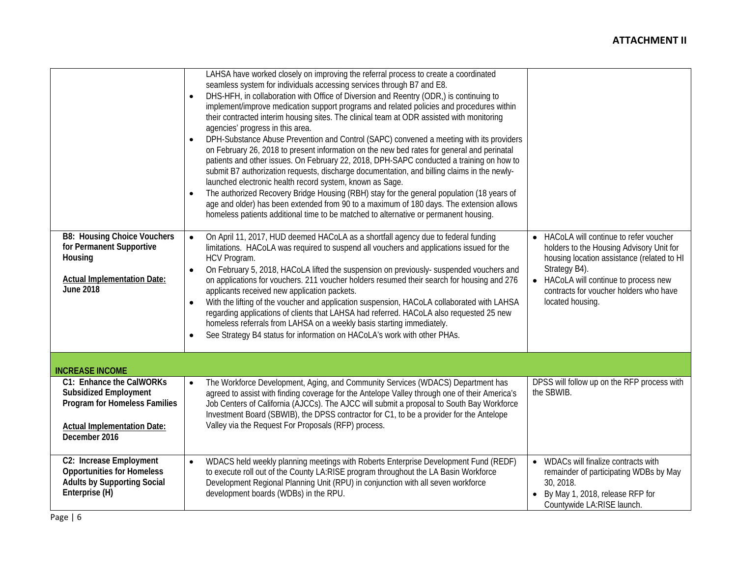**ATTACHMENT II**

| | | |
|---|---|---|
| | LAHSA have worked closely on improving the referral process to create a coordinated seamless system for individuals accessing services through B7 and E8.<br>• DHS-HFH, in collaboration with Office of Diversion and Reentry (ODR,) is continuing to implement/improve medication support programs and related policies and procedures within their contracted interim housing sites. The clinical team at ODR assisted with monitoring agencies' progress in this area.<br>• DPH-Substance Abuse Prevention and Control (SAPC) convened a meeting with its providers on February 26, 2018 to present information on the new bed rates for general and perinatal patients and other issues. On February 22, 2018, DPH-SAPC conducted a training on how to submit B7 authorization requests, discharge documentation, and billing claims in the newly-launched electronic health record system, known as Sage.<br>• The authorized Recovery Bridge Housing (RBH) stay for the general population (18 years of age and older) has been extended from 90 to a maximum of 180 days. The extension allows homeless patients additional time to be matched to alternative or permanent housing. | |
| **B8: Housing Choice Vouchers for Permanent Supportive Housing**<br><br>**Actual Implementation Date: June 2018** | • On April 11, 2017, HUD deemed HACoLA as a shortfall agency due to federal funding limitations. HACoLA was required to suspend all vouchers and applications issued for the HCV Program.<br>• On February 5, 2018, HACoLA lifted the suspension on previously- suspended vouchers and on applications for vouchers. 211 voucher holders resumed their search for housing and 276 applicants received new application packets.<br>• With the lifting of the voucher and application suspension, HACoLA collaborated with LAHSA regarding applications of clients that LAHSA had referred. HACoLA also requested 25 new homeless referrals from LAHSA on a weekly basis starting immediately.<br>• See Strategy B4 status for information on HACoLA's work with other PHAs. | • HACoLA will continue to refer voucher holders to the Housing Advisory Unit for housing location assistance (related to HI Strategy B4).<br>• HACoLA will continue to process new contracts for voucher holders who have located housing. |
| **INCREASE INCOME** | | |
| **C1: Enhance the CalWORKs Subsidized Employment Program for Homeless Families**<br><br>**Actual Implementation Date: December 2016** | • The Workforce Development, Aging, and Community Services (WDACS) Department has agreed to assist with finding coverage for the Antelope Valley through one of their America's Job Centers of California (AJCCs). The AJCC will submit a proposal to South Bay Workforce Investment Board (SBWIB), the DPSS contractor for C1, to be a provider for the Antelope Valley via the Request For Proposals (RFP) process. | DPSS will follow up on the RFP process with the SBWIB. |
| **C2: Increase Employment Opportunities for Homeless Adults by Supporting Social Enterprise (H)** | • WDACS held weekly planning meetings with Roberts Enterprise Development Fund (REDF) to execute roll out of the County LA:RISE program throughout the LA Basin Workforce Development Regional Planning Unit (RPU) in conjunction with all seven workforce development boards (WDBs) in the RPU. | • WDACs will finalize contracts with remainder of participating WDBs by May 30, 2018.<br>• By May 1, 2018, release RFP for Countywide LA:RISE launch. |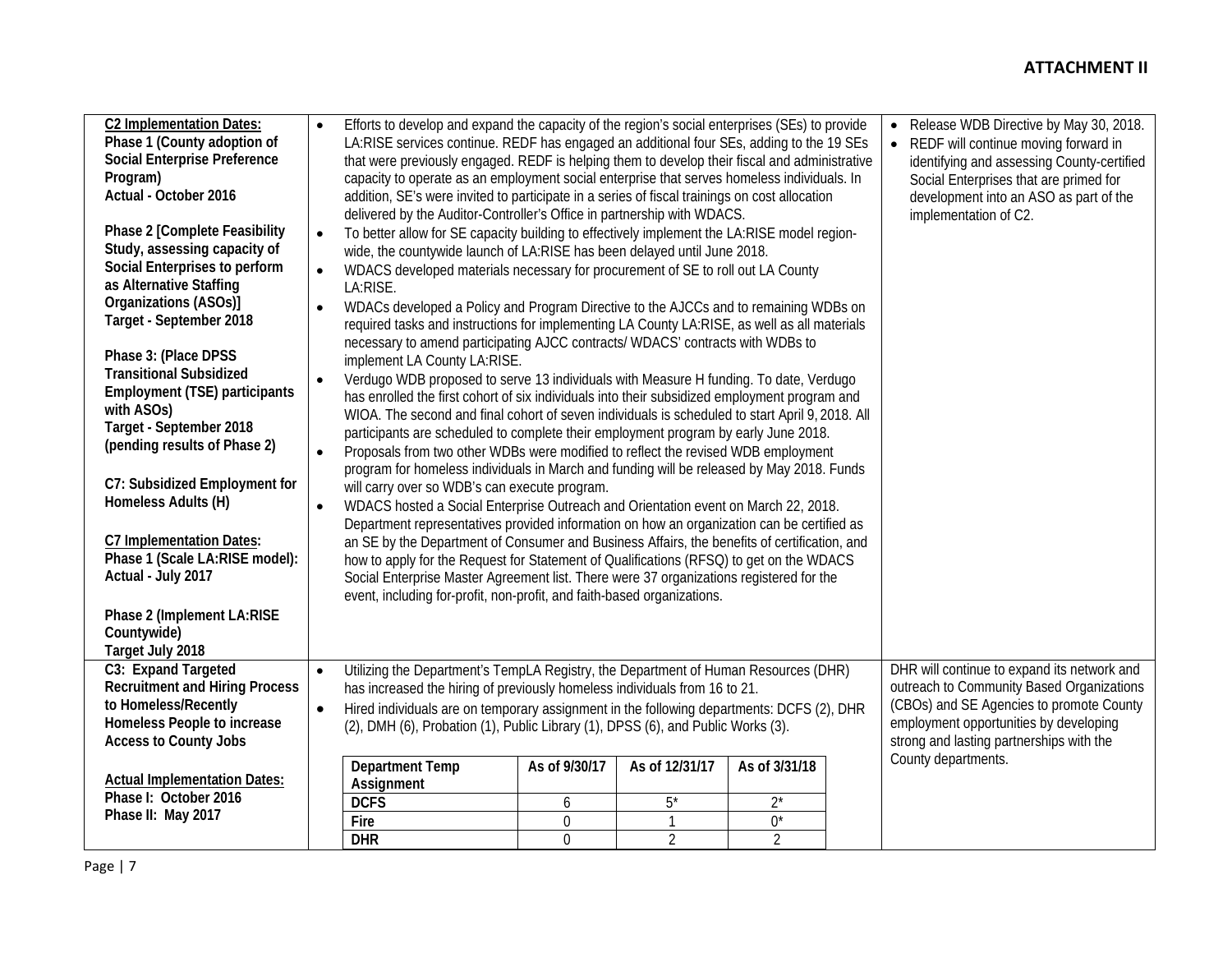**ATTACHMENT II**

| | | |
|---|---|---|
| **C2 Implementation Dates:**<br>**Phase 1 (County adoption of Social Enterprise Preference Program)**<br>**Actual - October 2016**<br><br>**Phase 2 [Complete Feasibility Study, assessing capacity of Social Enterprises to perform as Alternative Staffing Organizations (ASOs)]**<br>**Target - September 2018**<br><br>**Phase 3: (Place DPSS Transitional Subsidized Employment (TSE) participants with ASOs)**<br>**Target - September 2018 (pending results of Phase 2)**<br><br>**C7: Subsidized Employment for Homeless Adults (H)**<br><br>**C7 Implementation Dates:**<br>**Phase 1 (Scale LA:RISE model): Actual - July 2017**<br><br>**Phase 2 (Implement LA:RISE Countywide)**<br>**Target July 2018** | • Efforts to develop and expand the capacity of the region's social enterprises (SEs) to provide LA:RISE services continue. REDF has engaged an additional four SEs, adding to the 19 SEs that were previously engaged. REDF is helping them to develop their fiscal and administrative capacity to operate as an employment social enterprise that serves homeless individuals. In addition, SE's were invited to participate in a series of fiscal trainings on cost allocation delivered by the Auditor-Controller's Office in partnership with WDACS.<br>• To better allow for SE capacity building to effectively implement the LA:RISE model region-wide, the countywide launch of LA:RISE has been delayed until June 2018.<br>• WDACS developed materials necessary for procurement of SE to roll out LA County LA:RISE.<br>• WDACs developed a Policy and Program Directive to the AJCCs and to remaining WDBs on required tasks and instructions for implementing LA County LA:RISE, as well as all materials necessary to amend participating AJCC contracts/ WDACS' contracts with WDBs to implement LA County LA:RISE.<br>• Verdugo WDB proposed to serve 13 individuals with Measure H funding. To date, Verdugo has enrolled the first cohort of six individuals into their subsidized employment program and WIOA. The second and final cohort of seven individuals is scheduled to start April 9, 2018. All participants are scheduled to complete their employment program by early June 2018.<br>• Proposals from two other WDBs were modified to reflect the revised WDB employment program for homeless individuals in March and funding will be released by May 2018. Funds will carry over so WDB's can execute program.<br>• WDACS hosted a Social Enterprise Outreach and Orientation event on March 22, 2018. Department representatives provided information on how an organization can be certified as an SE by the Department of Consumer and Business Affairs, the benefits of certification, and how to apply for the Request for Statement of Qualifications (RFSQ) to get on the WDACS Social Enterprise Master Agreement list. There were 37 organizations registered for the event, including for-profit, non-profit, and faith-based organizations. | • Release WDB Directive by May 30, 2018.<br>• REDF will continue moving forward in identifying and assessing County-certified Social Enterprises that are primed for development into an ASO as part of the implementation of C2. |
| **C3: Expand Targeted Recruitment and Hiring Process to Homeless/Recently Homeless People to increase Access to County Jobs**<br><br>**Actual Implementation Dates:**<br>**Phase I: October 2016**<br>**Phase II: May 2017** | • Utilizing the Department's TempLA Registry, the Department of Human Resources (DHR) has increased the hiring of previously homeless individuals from 16 to 21.<br>• Hired individuals are on temporary assignment in the following departments: DCFS (2), DHR (2), DMH (6), Probation (1), Public Library (1), DPSS (6), and Public Works (3). | DHR will continue to expand its network and outreach to Community Based Organizations (CBOs) and SE Agencies to promote County employment opportunities by developing strong and lasting partnerships with the County departments. |

| Department Temp Assignment | As of 9/30/17 | As of 12/31/17 | As of 3/31/18 |
|---|---|---|---|
| DCFS | 6 | 5* | 2* |
| Fire | 0 | 1 | 0* |
| DHR | 0 | 2 | 2 |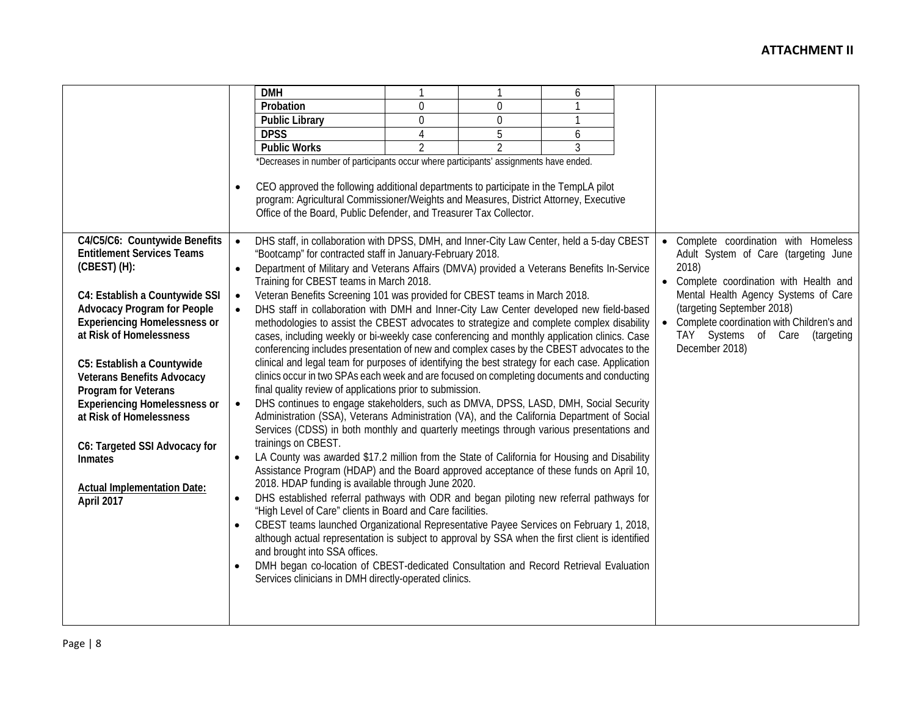**ATTACHMENT II**

| | | |
|---|---|---|
| | <table><tr><td>**DMH**</td><td>1</td><td>1</td><td>6</td></tr><tr><td>**Probation**</td><td>0</td><td>0</td><td>1</td></tr><tr><td>**Public Library**</td><td>0</td><td>0</td><td>1</td></tr><tr><td>**DPSS**</td><td>4</td><td>5</td><td>6</td></tr><tr><td>**Public Works**</td><td>2</td><td>2</td><td>3</td></tr></table> *Decreases in number of participants occur where participants' assignments have ended.<br><br>• CEO approved the following additional departments to participate in the TempLA pilot program: Agricultural Commissioner/Weights and Measures, District Attorney, Executive Office of the Board, Public Defender, and Treasurer Tax Collector. | |
| **C4/C5/C6: Countywide Benefits Entitlement Services Teams (CBEST) (H):**<br><br>**C4: Establish a Countywide SSI Advocacy Program for People Experiencing Homelessness or at Risk of Homelessness**<br><br>**C5: Establish a Countywide Veterans Benefits Advocacy Program for Veterans Experiencing Homelessness or at Risk of Homelessness**<br><br>**C6: Targeted SSI Advocacy for Inmates**<br><br>**Actual Implementation Date: April 2017** | • DHS staff, in collaboration with DPSS, DMH, and Inner-City Law Center, held a 5-day CBEST "Bootcamp" for contracted staff in January-February 2018.<br>• Department of Military and Veterans Affairs (DMVA) provided a Veterans Benefits In-Service Training for CBEST teams in March 2018.<br>• Veteran Benefits Screening 101 was provided for CBEST teams in March 2018.<br>• DHS staff in collaboration with DMH and Inner-City Law Center developed new field-based methodologies to assist the CBEST advocates to strategize and complete complex disability cases, including weekly or bi-weekly case conferencing and monthly application clinics. Case conferencing includes presentation of new and complex cases by the CBEST advocates to the clinical and legal team for purposes of identifying the best strategy for each case. Application clinics occur in two SPAs each week and are focused on completing documents and conducting final quality review of applications prior to submission.<br>• DHS continues to engage stakeholders, such as DMVA, DPSS, LASD, DMH, Social Security Administration (SSA), Veterans Administration (VA), and the California Department of Social Services (CDSS) in both monthly and quarterly meetings through various presentations and trainings on CBEST.<br>• LA County was awarded $17.2 million from the State of California for Housing and Disability Assistance Program (HDAP) and the Board approved acceptance of these funds on April 10, 2018. HDAP funding is available through June 2020.<br>• DHS established referral pathways with ODR and began piloting new referral pathways for "High Level of Care" clients in Board and Care facilities.<br>• CBEST teams launched Organizational Representative Payee Services on February 1, 2018, although actual representation is subject to approval by SSA when the first client is identified and brought into SSA offices.<br>• DMH began co-location of CBEST-dedicated Consultation and Record Retrieval Evaluation Services clinicians in DMH directly-operated clinics. | • Complete coordination with Homeless Adult System of Care (targeting June 2018)<br>• Complete coordination with Health and Mental Health Agency Systems of Care (targeting September 2018)<br>• Complete coordination with Children's and TAY Systems of Care (targeting December 2018) |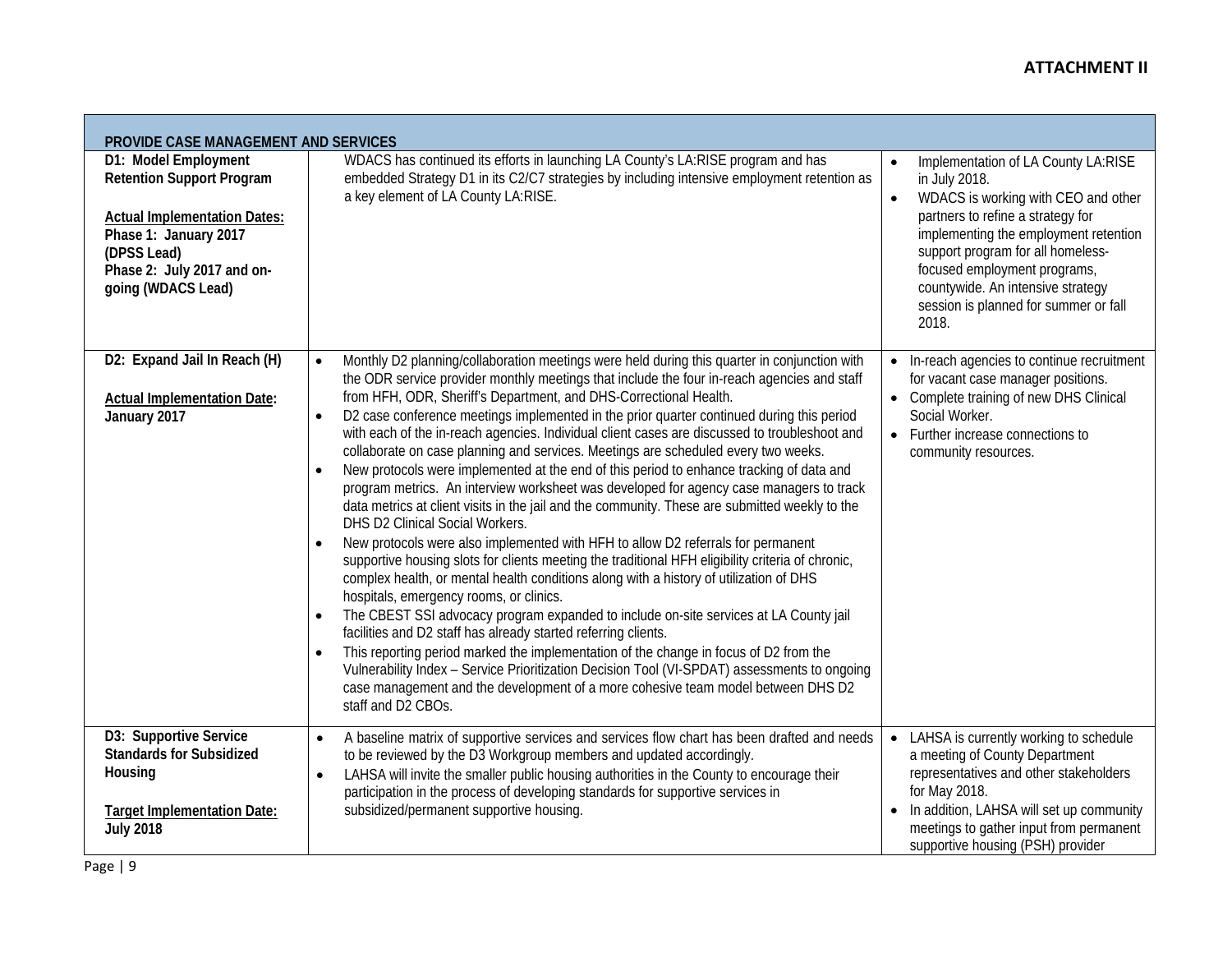**ATTACHMENT II**

| PROVIDE CASE MANAGEMENT AND SERVICES | | |
|---|---|---|
| **D1: Model Employment Retention Support Program**<br><br>**Actual Implementation Dates:**<br>**Phase 1: January 2017 (DPSS Lead)**<br>**Phase 2: July 2017 and on-going (WDACS Lead)** | WDACS has continued its efforts in launching LA County's LA:RISE program and has embedded Strategy D1 in its C2/C7 strategies by including intensive employment retention as a key element of LA County LA:RISE. | • Implementation of LA County LA:RISE in July 2018.<br>• WDACS is working with CEO and other partners to refine a strategy for implementing the employment retention support program for all homeless-focused employment programs, countywide. An intensive strategy session is planned for summer or fall 2018. |
| **D2: Expand Jail In Reach (H)**<br><br>**Actual Implementation Date: January 2017** | • Monthly D2 planning/collaboration meetings were held during this quarter in conjunction with the ODR service provider monthly meetings that include the four in-reach agencies and staff from HFH, ODR, Sheriff's Department, and DHS-Correctional Health.<br>• D2 case conference meetings implemented in the prior quarter continued during this period with each of the in-reach agencies. Individual client cases are discussed to troubleshoot and collaborate on case planning and services. Meetings are scheduled every two weeks.<br>• New protocols were implemented at the end of this period to enhance tracking of data and program metrics. An interview worksheet was developed for agency case managers to track data metrics at client visits in the jail and the community. These are submitted weekly to the DHS D2 Clinical Social Workers.<br>• New protocols were also implemented with HFH to allow D2 referrals for permanent supportive housing slots for clients meeting the traditional HFH eligibility criteria of chronic, complex health, or mental health conditions along with a history of utilization of DHS hospitals, emergency rooms, or clinics.<br>• The CBEST SSI advocacy program expanded to include on-site services at LA County jail facilities and D2 staff has already started referring clients.<br>• This reporting period marked the implementation of the change in focus of D2 from the Vulnerability Index – Service Prioritization Decision Tool (VI-SPDAT) assessments to ongoing case management and the development of a more cohesive team model between DHS D2 staff and D2 CBOs. | • In-reach agencies to continue recruitment for vacant case manager positions.<br>• Complete training of new DHS Clinical Social Worker.<br>• Further increase connections to community resources. |
| **D3: Supportive Service Standards for Subsidized Housing**<br><br>**Target Implementation Date: July 2018** | • A baseline matrix of supportive services and services flow chart has been drafted and needs to be reviewed by the D3 Workgroup members and updated accordingly.<br>• LAHSA will invite the smaller public housing authorities in the County to encourage their participation in the process of developing standards for supportive services in subsidized/permanent supportive housing. | • LAHSA is currently working to schedule a meeting of County Department representatives and other stakeholders for May 2018.<br>• In addition, LAHSA will set up community meetings to gather input from permanent supportive housing (PSH) provider |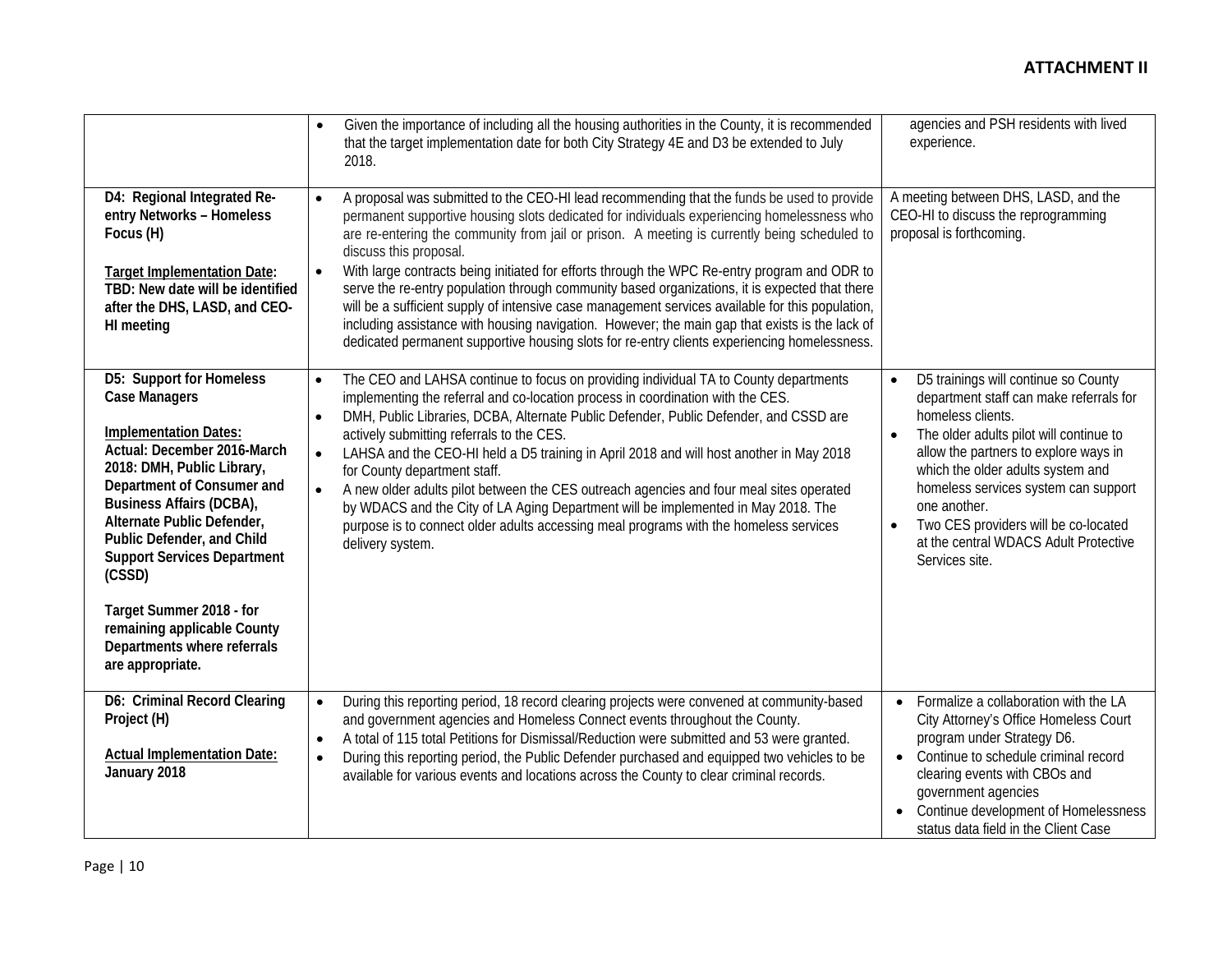**ATTACHMENT II**

| | | |
|---|---|---|
| | • Given the importance of including all the housing authorities in the County, it is recommended that the target implementation date for both City Strategy 4E and D3 be extended to July 2018. | agencies and PSH residents with lived experience. |
| **D4: Regional Integrated Re-entry Networks – Homeless Focus (H)**<br><br>**Target Implementation Date:**<br>**TBD: New date will be identified after the DHS, LASD, and CEO-HI meeting** | • A proposal was submitted to the CEO-HI lead recommending that the funds be used to provide permanent supportive housing slots dedicated for individuals experiencing homelessness who are re-entering the community from jail or prison. A meeting is currently being scheduled to discuss this proposal.<br>• With large contracts being initiated for efforts through the WPC Re-entry program and ODR to serve the re-entry population through community based organizations, it is expected that there will be a sufficient supply of intensive case management services available for this population, including assistance with housing navigation. However; the main gap that exists is the lack of dedicated permanent supportive housing slots for re-entry clients experiencing homelessness. | A meeting between DHS, LASD, and the CEO-HI to discuss the reprogramming proposal is forthcoming. |
| **D5: Support for Homeless Case Managers**<br><br>**Implementation Dates:**<br>**Actual: December 2016-March 2018: DMH, Public Library, Department of Consumer and Business Affairs (DCBA), Alternate Public Defender, Public Defender, and Child Support Services Department (CSSD)**<br><br>**Target Summer 2018 - for remaining applicable County Departments where referrals are appropriate.** | • The CEO and LAHSA continue to focus on providing individual TA to County departments implementing the referral and co-location process in coordination with the CES.<br>• DMH, Public Libraries, DCBA, Alternate Public Defender, Public Defender, and CSSD are actively submitting referrals to the CES.<br>• LAHSA and the CEO-HI held a D5 training in April 2018 and will host another in May 2018 for County department staff.<br>• A new older adults pilot between the CES outreach agencies and four meal sites operated by WDACS and the City of LA Aging Department will be implemented in May 2018. The purpose is to connect older adults accessing meal programs with the homeless services delivery system. | • D5 trainings will continue so County department staff can make referrals for homeless clients.<br>• The older adults pilot will continue to allow the partners to explore ways in which the older adults system and homeless services system can support one another.<br>• Two CES providers will be co-located at the central WDACS Adult Protective Services site. |
| **D6: Criminal Record Clearing Project (H)**<br><br>**Actual Implementation Date:**<br>**January 2018** | • During this reporting period, 18 record clearing projects were convened at community-based and government agencies and Homeless Connect events throughout the County.<br>• A total of 115 total Petitions for Dismissal/Reduction were submitted and 53 were granted.<br>• During this reporting period, the Public Defender purchased and equipped two vehicles to be available for various events and locations across the County to clear criminal records. | • Formalize a collaboration with the LA City Attorney's Office Homeless Court program under Strategy D6.<br>• Continue to schedule criminal record clearing events with CBOs and government agencies<br>• Continue development of Homelessness status data field in the Client Case |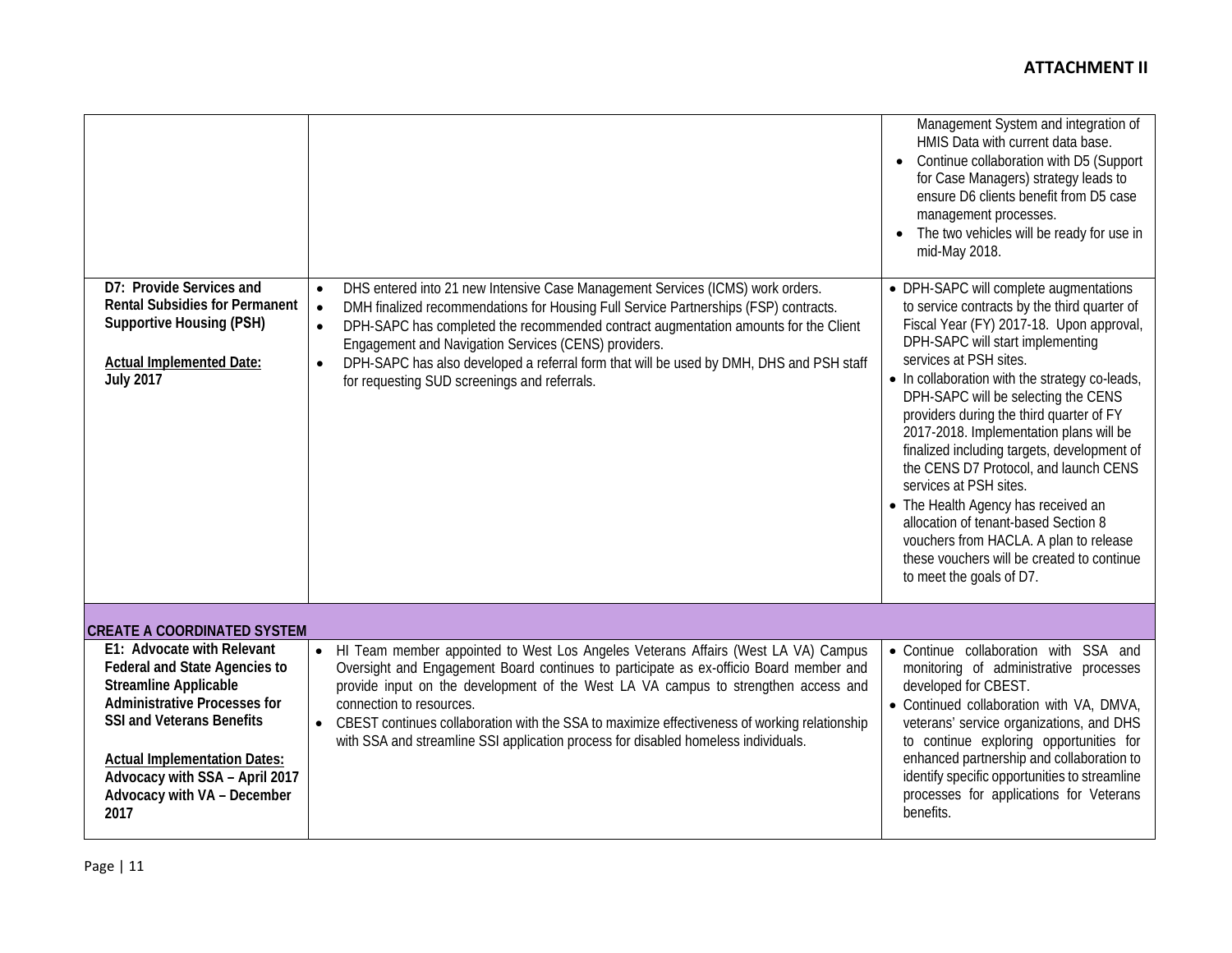**ATTACHMENT II**

| | | |
|---|---|---|
| | | Management System and integration of HMIS Data with current data base.<br>• Continue collaboration with D5 (Support for Case Managers) strategy leads to ensure D6 clients benefit from D5 case management processes.<br>• The two vehicles will be ready for use in mid-May 2018. |
| **D7: Provide Services and Rental Subsidies for Permanent Supportive Housing (PSH)**<br><br>**Actual Implemented Date: July 2017** | • DHS entered into 21 new Intensive Case Management Services (ICMS) work orders.<br>• DMH finalized recommendations for Housing Full Service Partnerships (FSP) contracts.<br>• DPH-SAPC has completed the recommended contract augmentation amounts for the Client Engagement and Navigation Services (CENS) providers.<br>• DPH-SAPC has also developed a referral form that will be used by DMH, DHS and PSH staff for requesting SUD screenings and referrals. | • DPH-SAPC will complete augmentations to service contracts by the third quarter of Fiscal Year (FY) 2017-18. Upon approval, DPH-SAPC will start implementing services at PSH sites.<br>• In collaboration with the strategy co-leads, DPH-SAPC will be selecting the CENS providers during the third quarter of FY 2017-2018. Implementation plans will be finalized including targets, development of the CENS D7 Protocol, and launch CENS services at PSH sites.<br>• The Health Agency has received an allocation of tenant-based Section 8 vouchers from HACLA. A plan to release these vouchers will be created to continue to meet the goals of D7. |
| **CREATE A COORDINATED SYSTEM** | | |
| **E1: Advocate with Relevant Federal and State Agencies to Streamline Applicable Administrative Processes for SSI and Veterans Benefits**<br><br>**Actual Implementation Dates: Advocacy with SSA – April 2017 Advocacy with VA – December 2017** | • HI Team member appointed to West Los Angeles Veterans Affairs (West LA VA) Campus Oversight and Engagement Board continues to participate as ex-officio Board member and provide input on the development of the West LA VA campus to strengthen access and connection to resources.<br>• CBEST continues collaboration with the SSA to maximize effectiveness of working relationship with SSA and streamline SSI application process for disabled homeless individuals. | • Continue collaboration with SSA and monitoring of administrative processes developed for CBEST.<br>• Continued collaboration with VA, DMVA, veterans' service organizations, and DHS to continue exploring opportunities for enhanced partnership and collaboration to identify specific opportunities to streamline processes for applications for Veterans benefits. |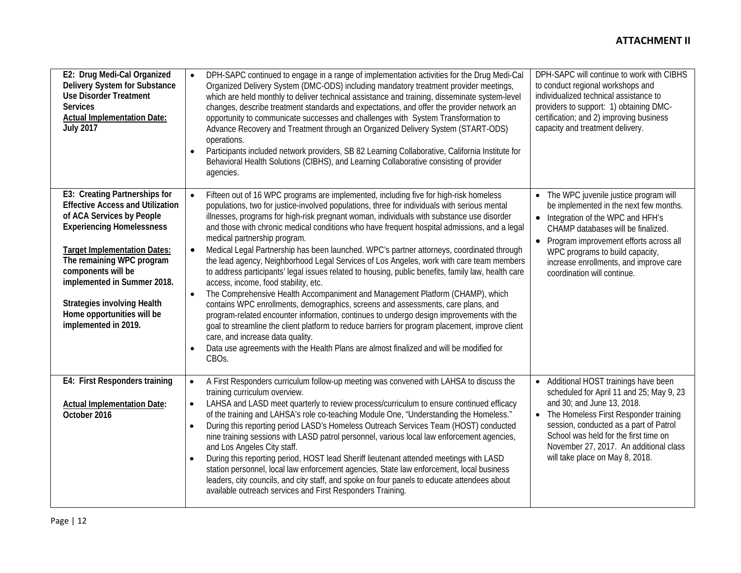**ATTACHMENT II**

| | | |
|---|---|---|
| **E2: Drug Medi-Cal Organized Delivery System for Substance Use Disorder Treatment Services**<br>**<u>Actual Implementation Date:</u> July 2017** | • DPH-SAPC continued to engage in a range of implementation activities for the Drug Medi-Cal Organized Delivery System (DMC-ODS) including mandatory treatment provider meetings, which are held monthly to deliver technical assistance and training, disseminate system-level changes, describe treatment standards and expectations, and offer the provider network an opportunity to communicate successes and challenges with System Transformation to Advance Recovery and Treatment through an Organized Delivery System (START-ODS) operations.<br>• Participants included network providers, SB 82 Learning Collaborative, California Institute for Behavioral Health Solutions (CIBHS), and Learning Collaborative consisting of provider agencies. | DPH-SAPC will continue to work with CIBHS to conduct regional workshops and individualized technical assistance to providers to support: 1) obtaining DMC-certification; and 2) improving business capacity and treatment delivery. |
| **E3: Creating Partnerships for Effective Access and Utilization of ACA Services by People Experiencing Homelessness**<br><br>**<u>Target Implementation Dates:</u> The remaining WPC program components will be implemented in Summer 2018.**<br><br>**Strategies involving Health Home opportunities will be implemented in 2019.** | • Fifteen out of 16 WPC programs are implemented, including five for high-risk homeless populations, two for justice-involved populations, three for individuals with serious mental illnesses, programs for high-risk pregnant woman, individuals with substance use disorder and those with chronic medical conditions who have frequent hospital admissions, and a legal medical partnership program.<br>• Medical Legal Partnership has been launched. WPC's partner attorneys, coordinated through the lead agency, Neighborhood Legal Services of Los Angeles, work with care team members to address participants' legal issues related to housing, public benefits, family law, health care access, income, food stability, etc.<br>• The Comprehensive Health Accompaniment and Management Platform (CHAMP), which contains WPC enrollments, demographics, screens and assessments, care plans, and program-related encounter information, continues to undergo design improvements with the goal to streamline the client platform to reduce barriers for program placement, improve client care, and increase data quality.<br>• Data use agreements with the Health Plans are almost finalized and will be modified for CBOs. | • The WPC juvenile justice program will be implemented in the next few months.<br>• Integration of the WPC and HFH's CHAMP databases will be finalized.<br>• Program improvement efforts across all WPC programs to build capacity, increase enrollments, and improve care coordination will continue. |
| **E4: First Responders training**<br><br>**<u>Actual Implementation Date:</u> October 2016** | • A First Responders curriculum follow-up meeting was convened with LAHSA to discuss the training curriculum overview.<br>• LAHSA and LASD meet quarterly to review process/curriculum to ensure continued efficacy of the training and LAHSA's role co-teaching Module One, "Understanding the Homeless."<br>• During this reporting period LASD's Homeless Outreach Services Team (HOST) conducted nine training sessions with LASD patrol personnel, various local law enforcement agencies, and Los Angeles City staff.<br>• During this reporting period, HOST lead Sheriff lieutenant attended meetings with LASD station personnel, local law enforcement agencies, State law enforcement, local business leaders, city councils, and city staff, and spoke on four panels to educate attendees about available outreach services and First Responders Training. | • Additional HOST trainings have been scheduled for April 11 and 25; May 9, 23 and 30; and June 13, 2018.<br>• The Homeless First Responder training session, conducted as a part of Patrol School was held for the first time on November 27, 2017. An additional class will take place on May 8, 2018. |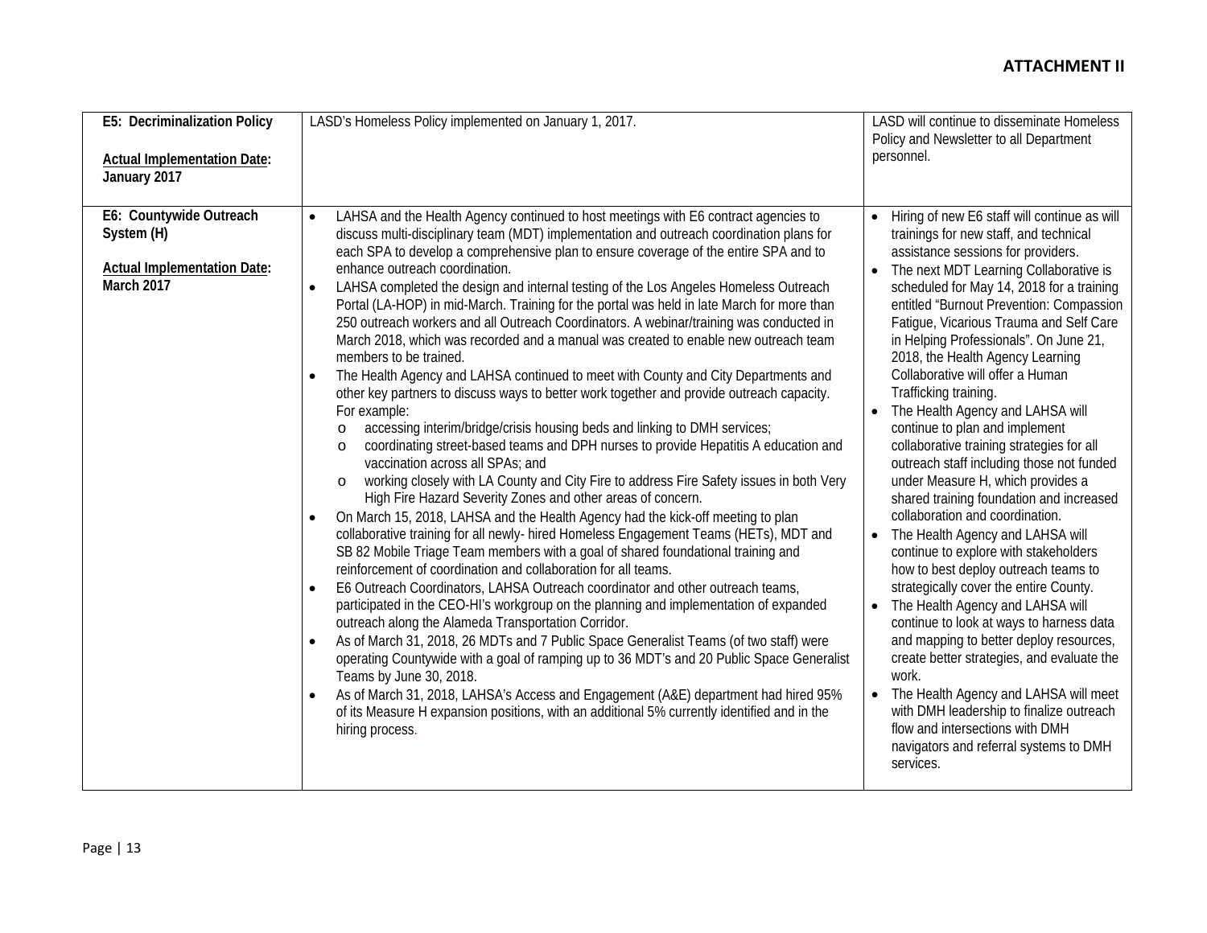## ATTACHMENT II

| | | |
|---|---|---|
| **E5: Decriminalization Policy**<br><br>**Actual Implementation Date: January 2017** | LASD's Homeless Policy implemented on January 1, 2017. | LASD will continue to disseminate Homeless Policy and Newsletter to all Department personnel. |
| **E6: Countywide Outreach System (H)**<br><br>**Actual Implementation Date: March 2017** | • LAHSA and the Health Agency continued to host meetings with E6 contract agencies to discuss multi-disciplinary team (MDT) implementation and outreach coordination plans for each SPA to develop a comprehensive plan to ensure coverage of the entire SPA and to enhance outreach coordination.<br>• LAHSA completed the design and internal testing of the Los Angeles Homeless Outreach Portal (LA-HOP) in mid-March. Training for the portal was held in late March for more than 250 outreach workers and all Outreach Coordinators. A webinar/training was conducted in March 2018, which was recorded and a manual was created to enable new outreach team members to be trained.<br>• The Health Agency and LAHSA continued to meet with County and City Departments and other key partners to discuss ways to better work together and provide outreach capacity. For example:<br>&nbsp;&nbsp;o accessing interim/bridge/crisis housing beds and linking to DMH services;<br>&nbsp;&nbsp;o coordinating street-based teams and DPH nurses to provide Hepatitis A education and vaccination across all SPAs; and<br>&nbsp;&nbsp;o working closely with LA County and City Fire to address Fire Safety issues in both Very High Fire Hazard Severity Zones and other areas of concern.<br>• On March 15, 2018, LAHSA and the Health Agency had the kick-off meeting to plan collaborative training for all newly- hired Homeless Engagement Teams (HETs), MDT and SB 82 Mobile Triage Team members with a goal of shared foundational training and reinforcement of coordination and collaboration for all teams.<br>• E6 Outreach Coordinators, LAHSA Outreach coordinator and other outreach teams, participated in the CEO-HI's workgroup on the planning and implementation of expanded outreach along the Alameda Transportation Corridor.<br>• As of March 31, 2018, 26 MDTs and 7 Public Space Generalist Teams (of two staff) were operating Countywide with a goal of ramping up to 36 MDT's and 20 Public Space Generalist Teams by June 30, 2018.<br>• As of March 31, 2018, LAHSA's Access and Engagement (A&E) department had hired 95% of its Measure H expansion positions, with an additional 5% currently identified and in the hiring process. | • Hiring of new E6 staff will continue as will trainings for new staff, and technical assistance sessions for providers.<br>• The next MDT Learning Collaborative is scheduled for May 14, 2018 for a training entitled "Burnout Prevention: Compassion Fatigue, Vicarious Trauma and Self Care in Helping Professionals". On June 21, 2018, the Health Agency Learning Collaborative will offer a Human Trafficking training.<br>• The Health Agency and LAHSA will continue to plan and implement collaborative training strategies for all outreach staff including those not funded under Measure H, which provides a shared training foundation and increased collaboration and coordination.<br>• The Health Agency and LAHSA will continue to explore with stakeholders how to best deploy outreach teams to strategically cover the entire County.<br>• The Health Agency and LAHSA will continue to look at ways to harness data and mapping to better deploy resources, create better strategies, and evaluate the work.<br>• The Health Agency and LAHSA will meet with DMH leadership to finalize outreach flow and intersections with DMH navigators and referral systems to DMH services. |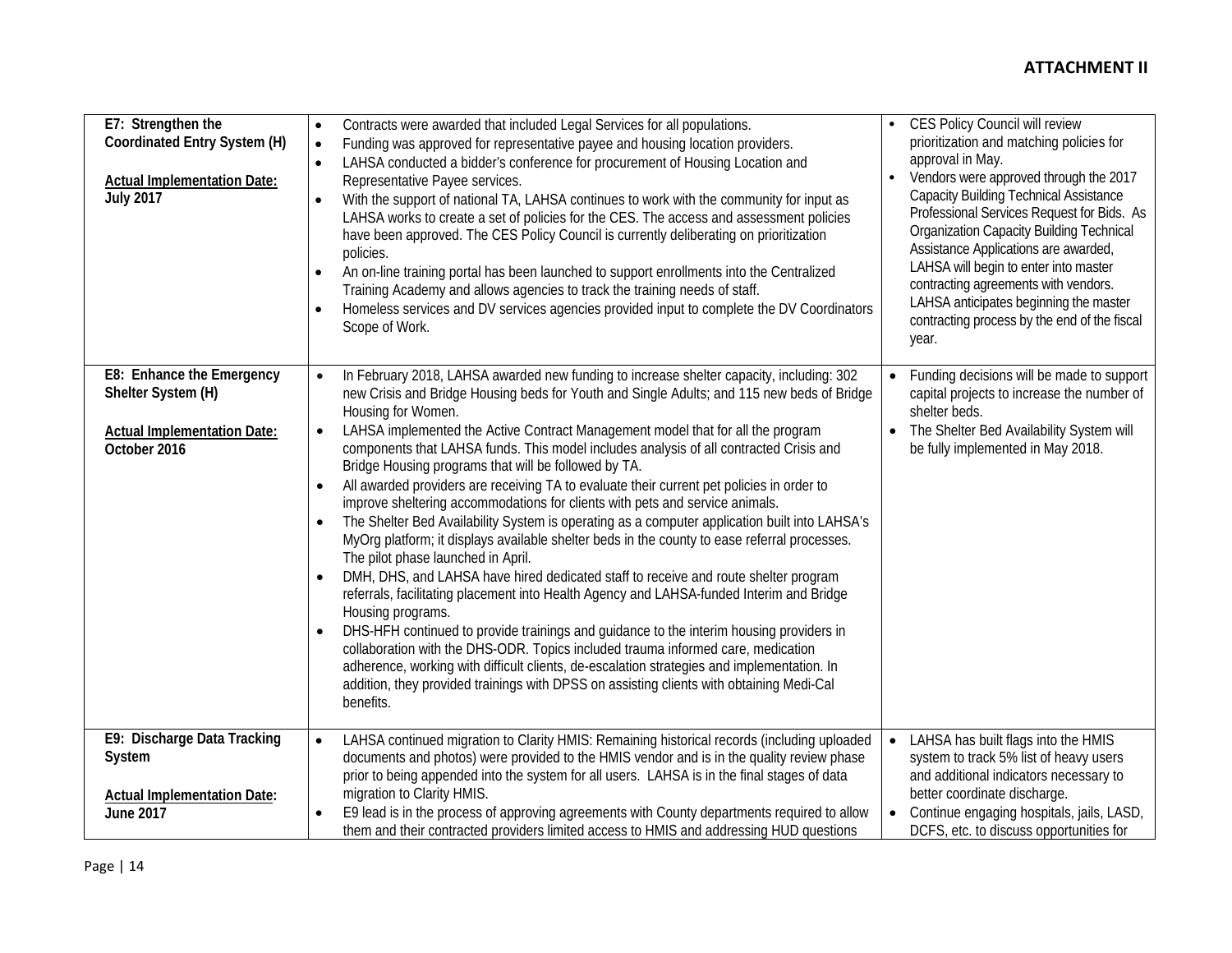| | | |
|---|---|---|
| **E7: Strengthen the Coordinated Entry System (H)**<br><br>**Actual Implementation Date: July 2017** | • Contracts were awarded that included Legal Services for all populations.<br>• Funding was approved for representative payee and housing location providers.<br>• LAHSA conducted a bidder's conference for procurement of Housing Location and Representative Payee services.<br>• With the support of national TA, LAHSA continues to work with the community for input as LAHSA works to create a set of policies for the CES. The access and assessment policies have been approved. The CES Policy Council is currently deliberating on prioritization policies.<br>• An on-line training portal has been launched to support enrollments into the Centralized Training Academy and allows agencies to track the training needs of staff.<br>• Homeless services and DV services agencies provided input to complete the DV Coordinators Scope of Work. | • CES Policy Council will review prioritization and matching policies for approval in May.<br>• Vendors were approved through the 2017 Capacity Building Technical Assistance Professional Services Request for Bids. As Organization Capacity Building Technical Assistance Applications are awarded, LAHSA will begin to enter into master contracting agreements with vendors. LAHSA anticipates beginning the master contracting process by the end of the fiscal year. |
| **E8: Enhance the Emergency Shelter System (H)**<br><br>**Actual Implementation Date: October 2016** | • In February 2018, LAHSA awarded new funding to increase shelter capacity, including: 302 new Crisis and Bridge Housing beds for Youth and Single Adults; and 115 new beds of Bridge Housing for Women.<br>• LAHSA implemented the Active Contract Management model that for all the program components that LAHSA funds. This model includes analysis of all contracted Crisis and Bridge Housing programs that will be followed by TA.<br>• All awarded providers are receiving TA to evaluate their current pet policies in order to improve sheltering accommodations for clients with pets and service animals.<br>• The Shelter Bed Availability System is operating as a computer application built into LAHSA's MyOrg platform; it displays available shelter beds in the county to ease referral processes. The pilot phase launched in April.<br>• DMH, DHS, and LAHSA have hired dedicated staff to receive and route shelter program referrals, facilitating placement into Health Agency and LAHSA-funded Interim and Bridge Housing programs.<br>• DHS-HFH continued to provide trainings and guidance to the interim housing providers in collaboration with the DHS-ODR. Topics included trauma informed care, medication adherence, working with difficult clients, de-escalation strategies and implementation. In addition, they provided trainings with DPSS on assisting clients with obtaining Medi-Cal benefits. | • Funding decisions will be made to support capital projects to increase the number of shelter beds.<br>• The Shelter Bed Availability System will be fully implemented in May 2018. |
| **E9: Discharge Data Tracking System**<br><br>**Actual Implementation Date: June 2017** | • LAHSA continued migration to Clarity HMIS: Remaining historical records (including uploaded documents and photos) were provided to the HMIS vendor and is in the quality review phase prior to being appended into the system for all users. LAHSA is in the final stages of data migration to Clarity HMIS.<br>• E9 lead is in the process of approving agreements with County departments required to allow them and their contracted providers limited access to HMIS and addressing HUD questions | • LAHSA has built flags into the HMIS system to track 5% list of heavy users and additional indicators necessary to better coordinate discharge.<br>• Continue engaging hospitals, jails, LASD, DCFS, etc. to discuss opportunities for |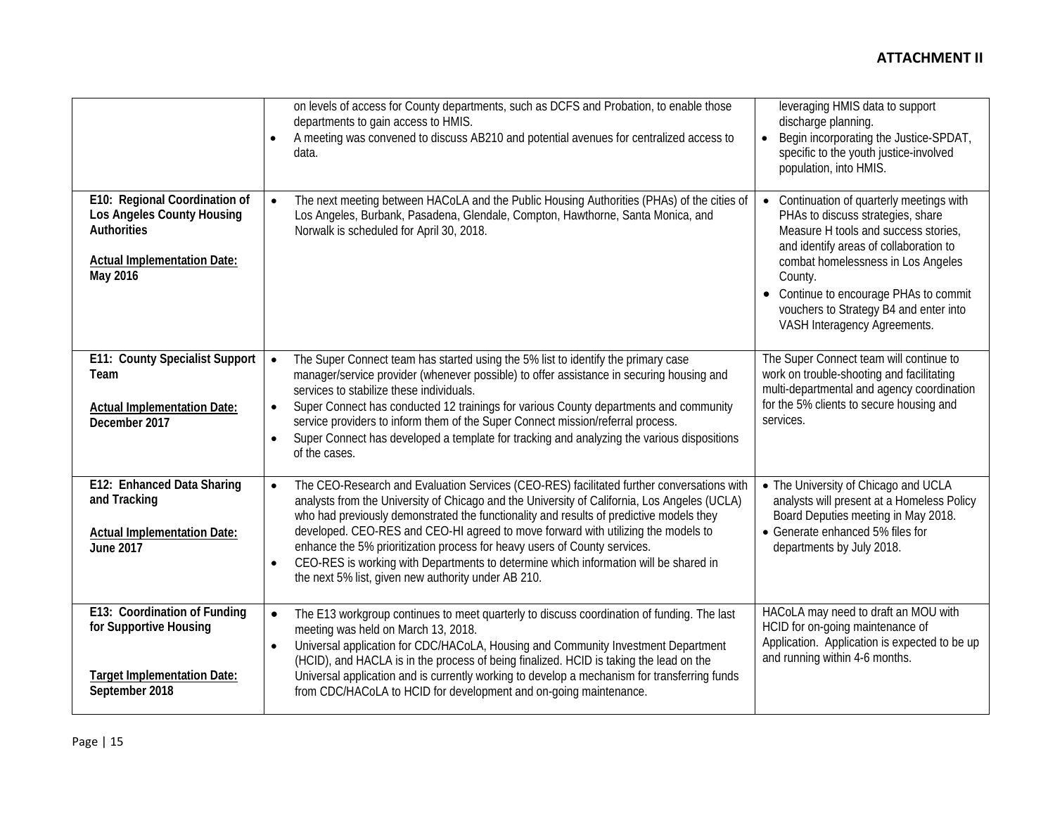| | | |
|---|---|---|
| | on levels of access for County departments, such as DCFS and Probation, to enable those departments to gain access to HMIS.<br>• A meeting was convened to discuss AB210 and potential avenues for centralized access to data. | leveraging HMIS data to support discharge planning.<br>• Begin incorporating the Justice-SPDAT, specific to the youth justice-involved population, into HMIS. |
| **E10: Regional Coordination of Los Angeles County Housing Authorities**<br><br>**Actual Implementation Date: May 2016** | • The next meeting between HACoLA and the Public Housing Authorities (PHAs) of the cities of Los Angeles, Burbank, Pasadena, Glendale, Compton, Hawthorne, Santa Monica, and Norwalk is scheduled for April 30, 2018. | • Continuation of quarterly meetings with PHAs to discuss strategies, share Measure H tools and success stories, and identify areas of collaboration to combat homelessness in Los Angeles County.<br>• Continue to encourage PHAs to commit vouchers to Strategy B4 and enter into VASH Interagency Agreements. |
| **E11: County Specialist Support Team**<br><br>**Actual Implementation Date: December 2017** | • The Super Connect team has started using the 5% list to identify the primary case manager/service provider (whenever possible) to offer assistance in securing housing and services to stabilize these individuals.<br>• Super Connect has conducted 12 trainings for various County departments and community service providers to inform them of the Super Connect mission/referral process.<br>• Super Connect has developed a template for tracking and analyzing the various dispositions of the cases. | The Super Connect team will continue to work on trouble-shooting and facilitating multi-departmental and agency coordination for the 5% clients to secure housing and services. |
| **E12: Enhanced Data Sharing and Tracking**<br><br>**Actual Implementation Date: June 2017** | • The CEO-Research and Evaluation Services (CEO-RES) facilitated further conversations with analysts from the University of Chicago and the University of California, Los Angeles (UCLA) who had previously demonstrated the functionality and results of predictive models they developed. CEO-RES and CEO-HI agreed to move forward with utilizing the models to enhance the 5% prioritization process for heavy users of County services.<br>• CEO-RES is working with Departments to determine which information will be shared in the next 5% list, given new authority under AB 210. | • The University of Chicago and UCLA analysts will present at a Homeless Policy Board Deputies meeting in May 2018.<br>• Generate enhanced 5% files for departments by July 2018. |
| **E13: Coordination of Funding for Supportive Housing**<br><br>**Target Implementation Date: September 2018** | • The E13 workgroup continues to meet quarterly to discuss coordination of funding. The last meeting was held on March 13, 2018.<br>• Universal application for CDC/HACoLA, Housing and Community Investment Department (HCID), and HACLA is in the process of being finalized. HCID is taking the lead on the Universal application and is currently working to develop a mechanism for transferring funds from CDC/HACoLA to HCID for development and on-going maintenance. | HACoLA may need to draft an MOU with HCID for on-going maintenance of Application. Application is expected to be up and running within 4-6 months. |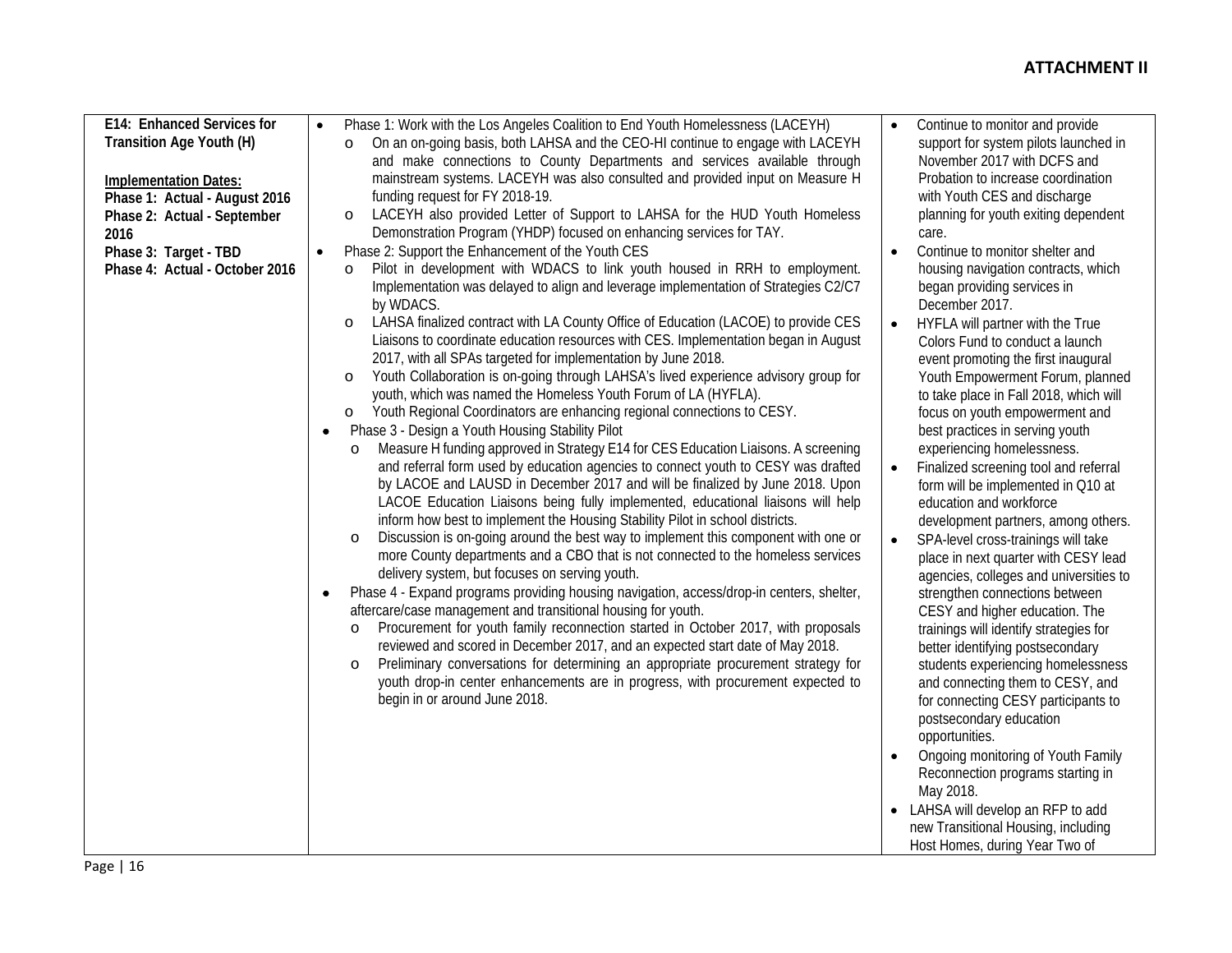**ATTACHMENT II**

| | | |
|---|---|---|
| **E14: Enhanced Services for Transition Age Youth (H)**<br><br>**Implementation Dates:**<br>**Phase 1: Actual - August 2016**<br>**Phase 2: Actual - September 2016**<br>**Phase 3: Target - TBD**<br>**Phase 4: Actual - October 2016** | • Phase 1: Work with the Los Angeles Coalition to End Youth Homelessness (LACEYH)<br>&nbsp;&nbsp;o On an on-going basis, both LAHSA and the CEO-HI continue to engage with LACEYH and make connections to County Departments and services available through mainstream systems. LACEYH was also consulted and provided input on Measure H funding request for FY 2018-19.<br>&nbsp;&nbsp;o LACEYH also provided Letter of Support to LAHSA for the HUD Youth Homeless Demonstration Program (YHDP) focused on enhancing services for TAY.<br>• Phase 2: Support the Enhancement of the Youth CES<br>&nbsp;&nbsp;o Pilot in development with WDACS to link youth housed in RRH to employment. Implementation was delayed to align and leverage implementation of Strategies C2/C7 by WDACS.<br>&nbsp;&nbsp;o LAHSA finalized contract with LA County Office of Education (LACOE) to provide CES Liaisons to coordinate education resources with CES. Implementation began in August 2017, with all SPAs targeted for implementation by June 2018.<br>&nbsp;&nbsp;o Youth Collaboration is on-going through LAHSA's lived experience advisory group for youth, which was named the Homeless Youth Forum of LA (HYFLA).<br>&nbsp;&nbsp;o Youth Regional Coordinators are enhancing regional connections to CESY.<br>• Phase 3 - Design a Youth Housing Stability Pilot<br>&nbsp;&nbsp;o Measure H funding approved in Strategy E14 for CES Education Liaisons. A screening and referral form used by education agencies to connect youth to CESY was drafted by LACOE and LAUSD in December 2017 and will be finalized by June 2018. Upon LACOE Education Liaisons being fully implemented, educational liaisons will help inform how best to implement the Housing Stability Pilot in school districts.<br>&nbsp;&nbsp;o Discussion is on-going around the best way to implement this component with one or more County departments and a CBO that is not connected to the homeless services delivery system, but focuses on serving youth.<br>• Phase 4 - Expand programs providing housing navigation, access/drop-in centers, shelter, aftercare/case management and transitional housing for youth.<br>&nbsp;&nbsp;o Procurement for youth family reconnection started in October 2017, with proposals reviewed and scored in December 2017, and an expected start date of May 2018.<br>&nbsp;&nbsp;o Preliminary conversations for determining an appropriate procurement strategy for youth drop-in center enhancements are in progress, with procurement expected to begin in or around June 2018. | • Continue to monitor and provide support for system pilots launched in November 2017 with DCFS and Probation to increase coordination with Youth CES and discharge planning for youth exiting dependent care.<br>• Continue to monitor shelter and housing navigation contracts, which began providing services in December 2017.<br>• HYFLA will partner with the True Colors Fund to conduct a launch event promoting the first inaugural Youth Empowerment Forum, planned to take place in Fall 2018, which will focus on youth empowerment and best practices in serving youth experiencing homelessness.<br>• Finalized screening tool and referral form will be implemented in Q10 at education and workforce development partners, among others.<br>• SPA-level cross-trainings will take place in next quarter with CESY lead agencies, colleges and universities to strengthen connections between CESY and higher education. The trainings will identify strategies for better identifying postsecondary students experiencing homelessness and connecting them to CESY, and for connecting CESY participants to postsecondary education opportunities.<br>• Ongoing monitoring of Youth Family Reconnection programs starting in May 2018.<br>• LAHSA will develop an RFP to add new Transitional Housing, including Host Homes, during Year Two of |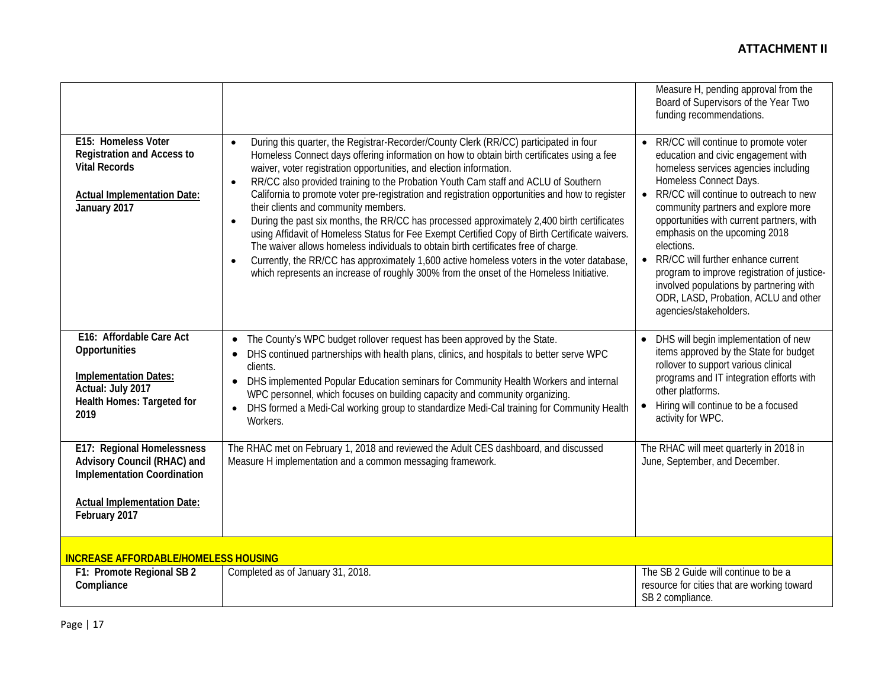**ATTACHMENT II**

| | | |
|---|---|---|
| | | Measure H, pending approval from the Board of Supervisors of the Year Two funding recommendations. |
| **E15: Homeless Voter Registration and Access to Vital Records**<br><br>**Actual Implementation Date: January 2017** | • During this quarter, the Registrar-Recorder/County Clerk (RR/CC) participated in four Homeless Connect days offering information on how to obtain birth certificates using a fee waiver, voter registration opportunities, and election information.<br>• RR/CC also provided training to the Probation Youth Cam staff and ACLU of Southern California to promote voter pre-registration and registration opportunities and how to register their clients and community members.<br>• During the past six months, the RR/CC has processed approximately 2,400 birth certificates using Affidavit of Homeless Status for Fee Exempt Certified Copy of Birth Certificate waivers. The waiver allows homeless individuals to obtain birth certificates free of charge.<br>• Currently, the RR/CC has approximately 1,600 active homeless voters in the voter database, which represents an increase of roughly 300% from the onset of the Homeless Initiative. | • RR/CC will continue to promote voter education and civic engagement with homeless services agencies including Homeless Connect Days.<br>• RR/CC will continue to outreach to new community partners and explore more opportunities with current partners, with emphasis on the upcoming 2018 elections.<br>• RR/CC will further enhance current program to improve registration of justice-involved populations by partnering with ODR, LASD, Probation, ACLU and other agencies/stakeholders. |
| **E16: Affordable Care Act Opportunities**<br><br>**Implementation Dates:**<br>**Actual: July 2017**<br>**Health Homes: Targeted for 2019** | • The County's WPC budget rollover request has been approved by the State.<br>• DHS continued partnerships with health plans, clinics, and hospitals to better serve WPC clients.<br>• DHS implemented Popular Education seminars for Community Health Workers and internal WPC personnel, which focuses on building capacity and community organizing.<br>• DHS formed a Medi-Cal working group to standardize Medi-Cal training for Community Health Workers. | • DHS will begin implementation of new items approved by the State for budget rollover to support various clinical programs and IT integration efforts with other platforms.<br>• Hiring will continue to be a focused activity for WPC. |
| **E17: Regional Homelessness Advisory Council (RHAC) and Implementation Coordination**<br><br>**Actual Implementation Date: February 2017** | The RHAC met on February 1, 2018 and reviewed the Adult CES dashboard, and discussed Measure H implementation and a common messaging framework. | The RHAC will meet quarterly in 2018 in June, September, and December. |
| **INCREASE AFFORDABLE/HOMELESS HOUSING** | | |
| **F1: Promote Regional SB 2 Compliance** | Completed as of January 31, 2018. | The SB 2 Guide will continue to be a resource for cities that are working toward SB 2 compliance. |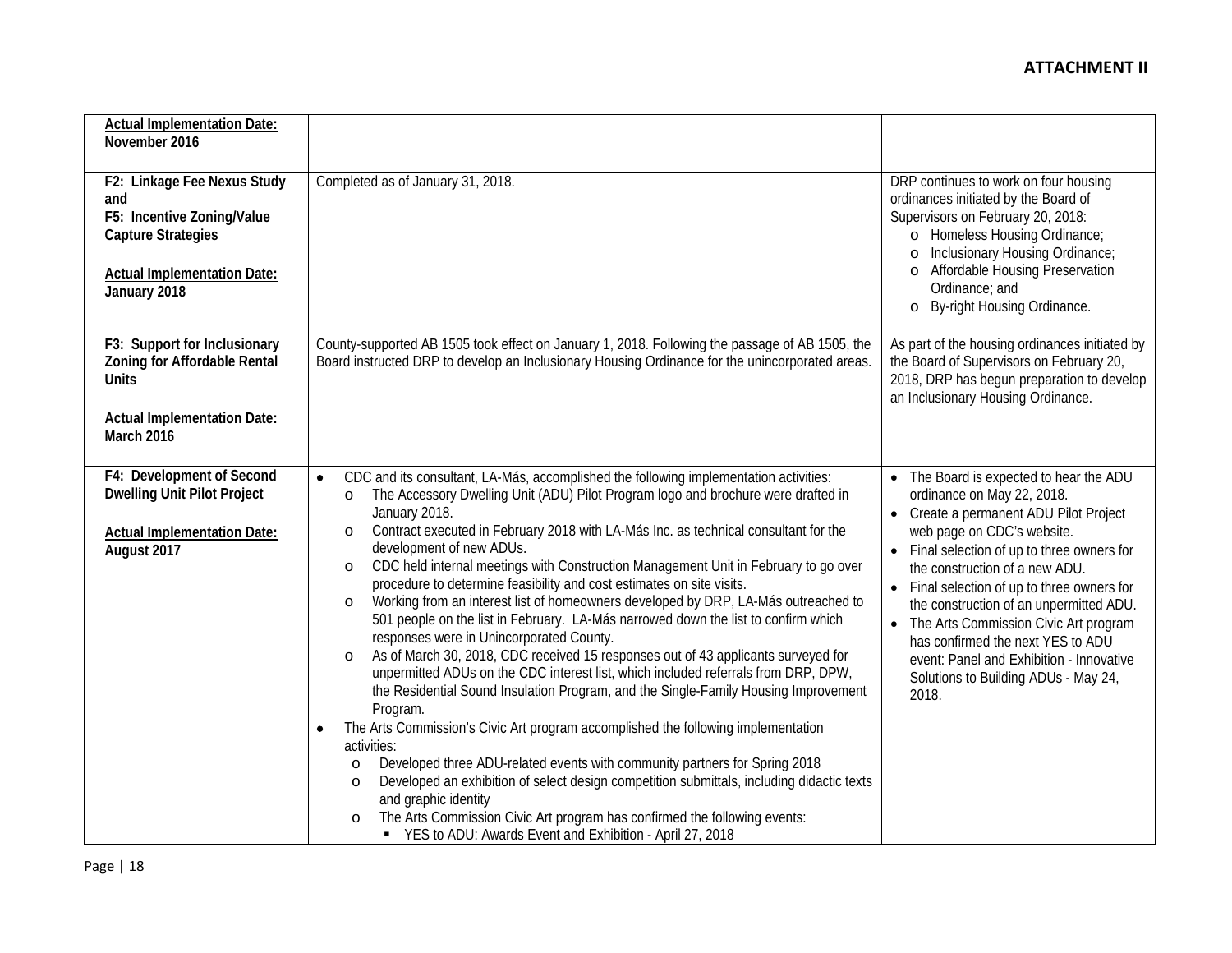**ATTACHMENT II**

| | | |
|---|---|---|
| **Actual Implementation Date: November 2016** | | |
| **F2: Linkage Fee Nexus Study and F5: Incentive Zoning/Value Capture Strategies**<br><br>**Actual Implementation Date: January 2018** | Completed as of January 31, 2018. | DRP continues to work on four housing ordinances initiated by the Board of Supervisors on February 20, 2018:<br>o Homeless Housing Ordinance;<br>o Inclusionary Housing Ordinance;<br>o Affordable Housing Preservation Ordinance; and<br>o By-right Housing Ordinance. |
| **F3: Support for Inclusionary Zoning for Affordable Rental Units**<br><br>**Actual Implementation Date: March 2016** | County-supported AB 1505 took effect on January 1, 2018. Following the passage of AB 1505, the Board instructed DRP to develop an Inclusionary Housing Ordinance for the unincorporated areas. | As part of the housing ordinances initiated by the Board of Supervisors on February 20, 2018, DRP has begun preparation to develop an Inclusionary Housing Ordinance. |
| **F4: Development of Second Dwelling Unit Pilot Project**<br><br>**Actual Implementation Date: August 2017** | • CDC and its consultant, LA-Más, accomplished the following implementation activities:<br>o The Accessory Dwelling Unit (ADU) Pilot Program logo and brochure were drafted in January 2018.<br>o Contract executed in February 2018 with LA-Más Inc. as technical consultant for the development of new ADUs.<br>o CDC held internal meetings with Construction Management Unit in February to go over procedure to determine feasibility and cost estimates on site visits.<br>o Working from an interest list of homeowners developed by DRP, LA-Más outreached to 501 people on the list in February. LA-Más narrowed down the list to confirm which responses were in Unincorporated County.<br>o As of March 30, 2018, CDC received 15 responses out of 43 applicants surveyed for unpermitted ADUs on the CDC interest list, which included referrals from DRP, DPW, the Residential Sound Insulation Program, and the Single-Family Housing Improvement Program.<br>• The Arts Commission's Civic Art program accomplished the following implementation activities:<br>o Developed three ADU-related events with community partners for Spring 2018<br>o Developed an exhibition of select design competition submittals, including didactic texts and graphic identity<br>o The Arts Commission Civic Art program has confirmed the following events:<br>▪ YES to ADU: Awards Event and Exhibition - April 27, 2018 | • The Board is expected to hear the ADU ordinance on May 22, 2018.<br>• Create a permanent ADU Pilot Project web page on CDC's website.<br>• Final selection of up to three owners for the construction of a new ADU.<br>• Final selection of up to three owners for the construction of an unpermitted ADU.<br>• The Arts Commission Civic Art program has confirmed the next YES to ADU event: Panel and Exhibition - Innovative Solutions to Building ADUs - May 24, 2018. |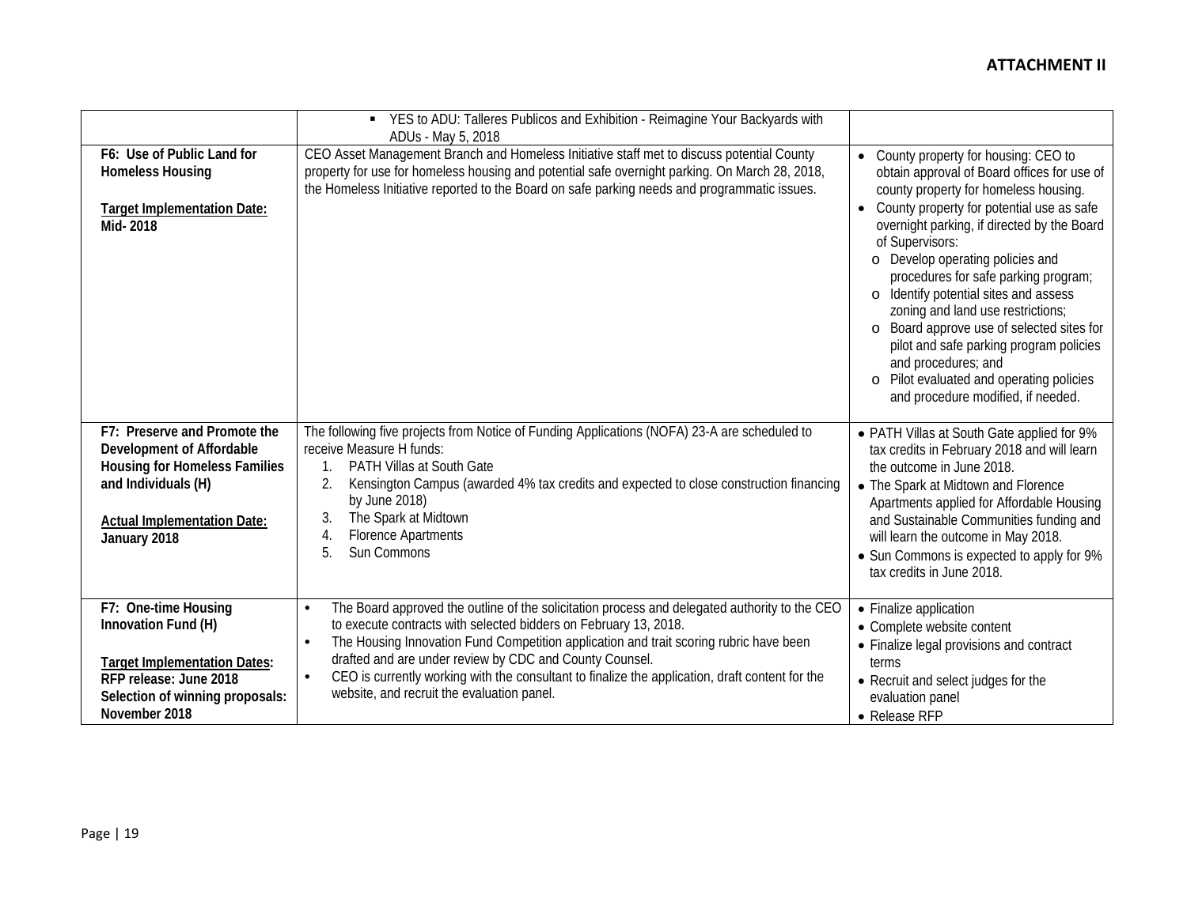**ATTACHMENT II**

| | | |
|---|---|---|
| | ▪ YES to ADU: Talleres Publicos and Exhibition - Reimagine Your Backyards with ADUs - May 5, 2018 | |
| **F6: Use of Public Land for Homeless Housing**<br><br>**<u>Target Implementation Date:</u>**<br>**Mid- 2018** | CEO Asset Management Branch and Homeless Initiative staff met to discuss potential County property for use for homeless housing and potential safe overnight parking. On March 28, 2018, the Homeless Initiative reported to the Board on safe parking needs and programmatic issues. | • County property for housing: CEO to obtain approval of Board offices for use of county property for homeless housing.<br>• County property for potential use as safe overnight parking, if directed by the Board of Supervisors:<br>o Develop operating policies and procedures for safe parking program;<br>o Identify potential sites and assess zoning and land use restrictions;<br>o Board approve use of selected sites for pilot and safe parking program policies and procedures; and<br>o Pilot evaluated and operating policies and procedure modified, if needed. |
| **F7: Preserve and Promote the Development of Affordable Housing for Homeless Families and Individuals (H)**<br><br>**<u>Actual Implementation Date:</u>**<br>**January 2018** | The following five projects from Notice of Funding Applications (NOFA) 23-A are scheduled to receive Measure H funds:<br>1. PATH Villas at South Gate<br>2. Kensington Campus (awarded 4% tax credits and expected to close construction financing by June 2018)<br>3. The Spark at Midtown<br>4. Florence Apartments<br>5. Sun Commons | • PATH Villas at South Gate applied for 9% tax credits in February 2018 and will learn the outcome in June 2018.<br>• The Spark at Midtown and Florence Apartments applied for Affordable Housing and Sustainable Communities funding and will learn the outcome in May 2018.<br>• Sun Commons is expected to apply for 9% tax credits in June 2018. |
| **F7: One-time Housing Innovation Fund (H)**<br><br>**<u>Target Implementation Dates</u>:**<br>**RFP release: June 2018**<br>**Selection of winning proposals: November 2018** | • The Board approved the outline of the solicitation process and delegated authority to the CEO to execute contracts with selected bidders on February 13, 2018.<br>• The Housing Innovation Fund Competition application and trait scoring rubric have been drafted and are under review by CDC and County Counsel.<br>• CEO is currently working with the consultant to finalize the application, draft content for the website, and recruit the evaluation panel. | • Finalize application<br>• Complete website content<br>• Finalize legal provisions and contract terms<br>• Recruit and select judges for the evaluation panel<br>• Release RFP |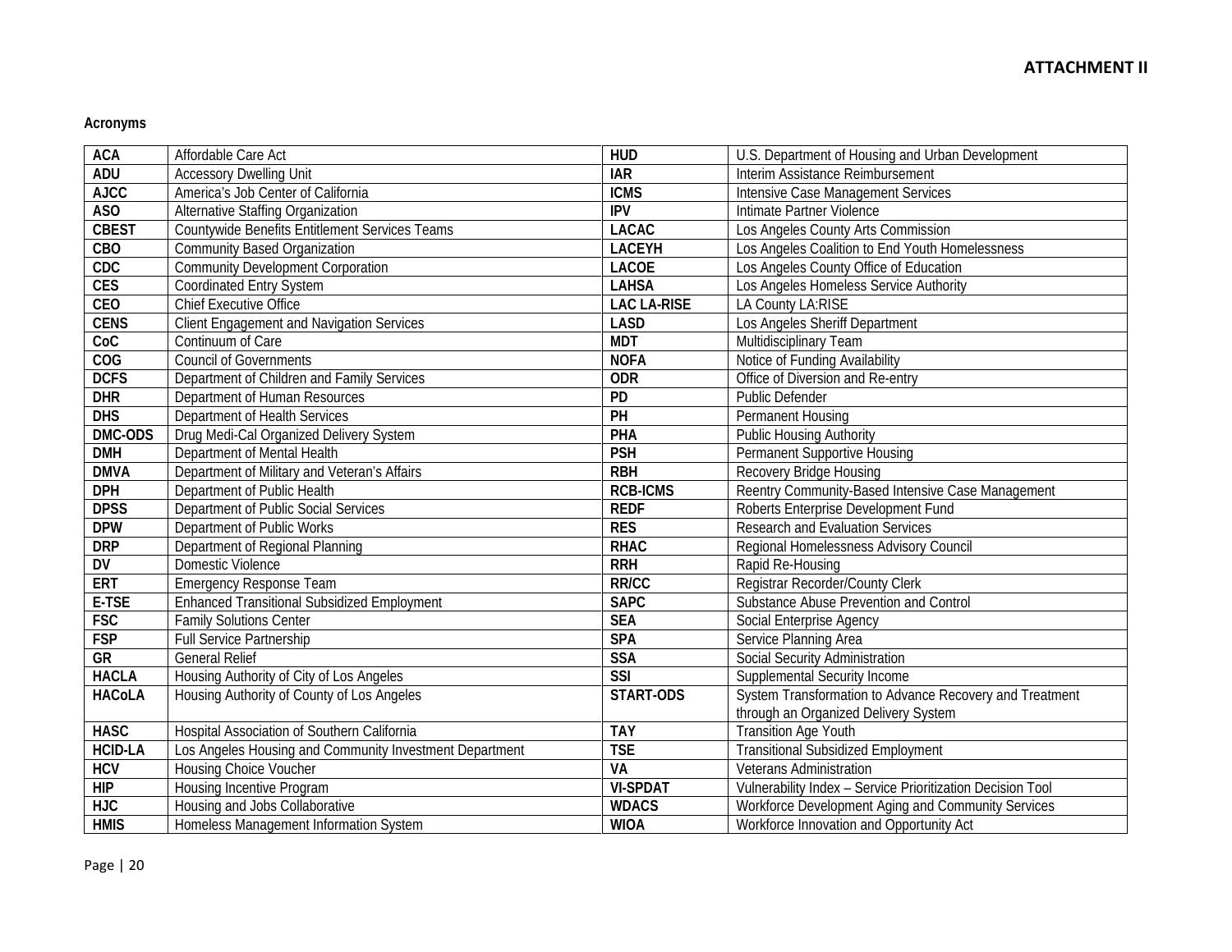**ATTACHMENT II**

**Acronyms**

| | | | |
|---|---|---|---|
| **ACA** | Affordable Care Act | **HUD** | U.S. Department of Housing and Urban Development |
| **ADU** | Accessory Dwelling Unit | **IAR** | Interim Assistance Reimbursement |
| **AJCC** | America's Job Center of California | **ICMS** | Intensive Case Management Services |
| **ASO** | Alternative Staffing Organization | **IPV** | Intimate Partner Violence |
| **CBEST** | Countywide Benefits Entitlement Services Teams | **LACAC** | Los Angeles County Arts Commission |
| **CBO** | Community Based Organization | **LACEYH** | Los Angeles Coalition to End Youth Homelessness |
| **CDC** | Community Development Corporation | **LACOE** | Los Angeles County Office of Education |
| **CES** | Coordinated Entry System | **LAHSA** | Los Angeles Homeless Service Authority |
| **CEO** | Chief Executive Office | **LAC LA-RISE** | LA County LA:RISE |
| **CENS** | Client Engagement and Navigation Services | **LASD** | Los Angeles Sheriff Department |
| **CoC** | Continuum of Care | **MDT** | Multidisciplinary Team |
| **COG** | Council of Governments | **NOFA** | Notice of Funding Availability |
| **DCFS** | Department of Children and Family Services | **ODR** | Office of Diversion and Re-entry |
| **DHR** | Department of Human Resources | **PD** | Public Defender |
| **DHS** | Department of Health Services | **PH** | Permanent Housing |
| **DMC-ODS** | Drug Medi-Cal Organized Delivery System | **PHA** | Public Housing Authority |
| **DMH** | Department of Mental Health | **PSH** | Permanent Supportive Housing |
| **DMVA** | Department of Military and Veteran's Affairs | **RBH** | Recovery Bridge Housing |
| **DPH** | Department of Public Health | **RCB-ICMS** | Reentry Community-Based Intensive Case Management |
| **DPSS** | Department of Public Social Services | **REDF** | Roberts Enterprise Development Fund |
| **DPW** | Department of Public Works | **RES** | Research and Evaluation Services |
| **DRP** | Department of Regional Planning | **RHAC** | Regional Homelessness Advisory Council |
| **DV** | Domestic Violence | **RRH** | Rapid Re-Housing |
| **ERT** | Emergency Response Team | **RR/CC** | Registrar Recorder/County Clerk |
| **E-TSE** | Enhanced Transitional Subsidized Employment | **SAPC** | Substance Abuse Prevention and Control |
| **FSC** | Family Solutions Center | **SEA** | Social Enterprise Agency |
| **FSP** | Full Service Partnership | **SPA** | Service Planning Area |
| **GR** | General Relief | **SSA** | Social Security Administration |
| **HACLA** | Housing Authority of City of Los Angeles | **SSI** | Supplemental Security Income |
| **HACoLA** | Housing Authority of County of Los Angeles | **START-ODS** | System Transformation to Advance Recovery and Treatment through an Organized Delivery System |
| **HASC** | Hospital Association of Southern California | **TAY** | Transition Age Youth |
| **HCID-LA** | Los Angeles Housing and Community Investment Department | **TSE** | Transitional Subsidized Employment |
| **HCV** | Housing Choice Voucher | **VA** | Veterans Administration |
| **HIP** | Housing Incentive Program | **VI-SPDAT** | Vulnerability Index – Service Prioritization Decision Tool |
| **HJC** | Housing and Jobs Collaborative | **WDACS** | Workforce Development Aging and Community Services |
| **HMIS** | Homeless Management Information System | **WIOA** | Workforce Innovation and Opportunity Act |